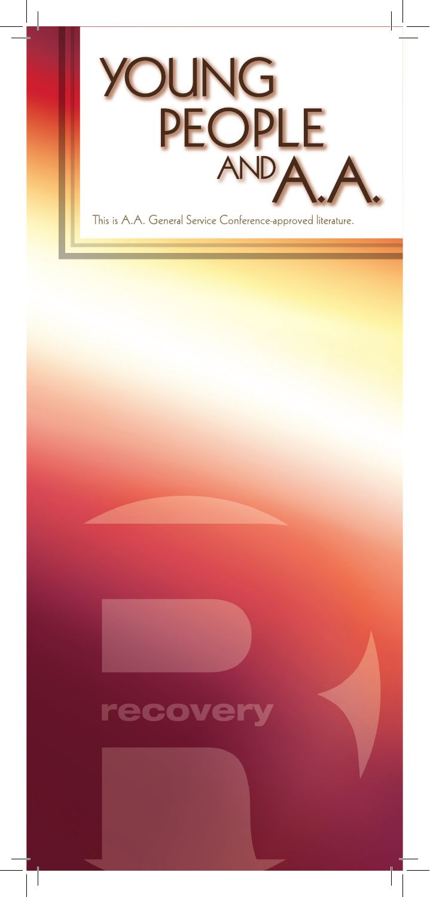# YOUNG PEOPLE AND A.A.

This is A.A. General Service Conference-approved literature.

recovery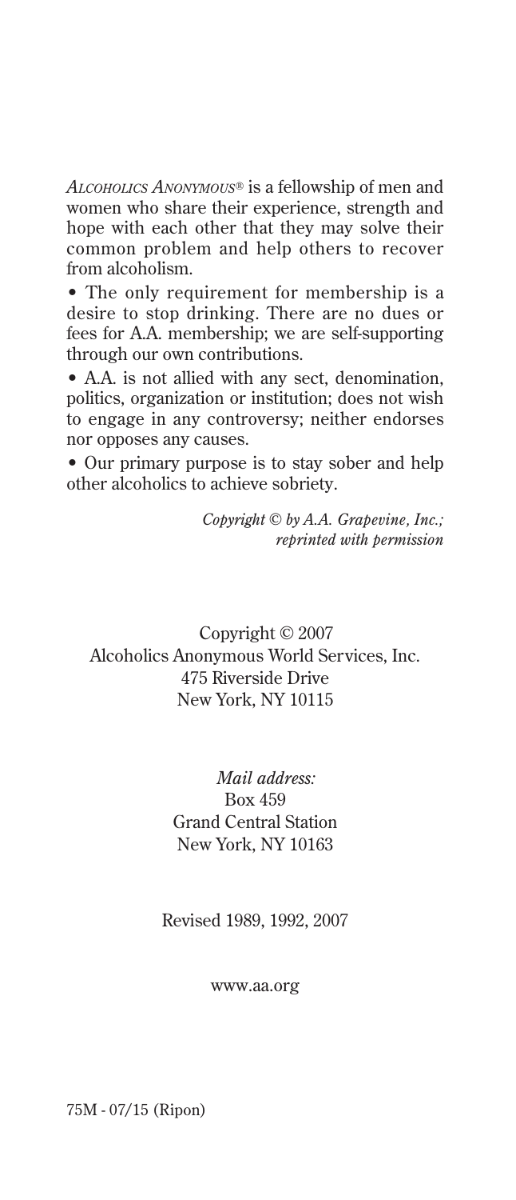*Alcoholics Anonymous®* is a fellowship of men and women who share their experience, strength and hope with each other that they may solve their common problem and help others to recover from alcoholism.

• The only requirement for membership is a desire to stop drinking. There are no dues or fees for A.A. membership; we are self-supporting through our own contributions.

• A.A. is not allied with any sect, denomination, politics, organization or institution; does not wish to engage in any controversy; neither endorses nor opposes any causes.

• Our primary purpose is to stay sober and help other alcoholics to achieve sobriety.

*Copyright © by A.A. Grapevine, Inc.; reprinted with permission*

Copyright © 2007
Alcoholics Anonymous World Services, Inc.
475 Riverside Drive
New York, NY 10115

*Mail address:*
Box 459
Grand Central Station
New York, NY 10163

Revised 1989, 1992, 2007

www.aa.org

75M - 07/15 (Ripon)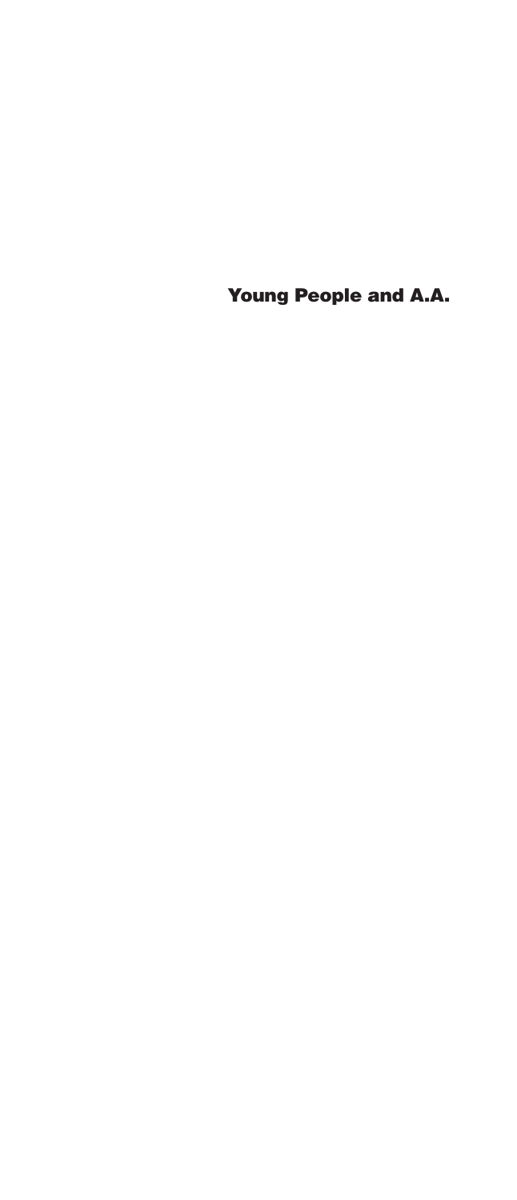# Young People and A.A.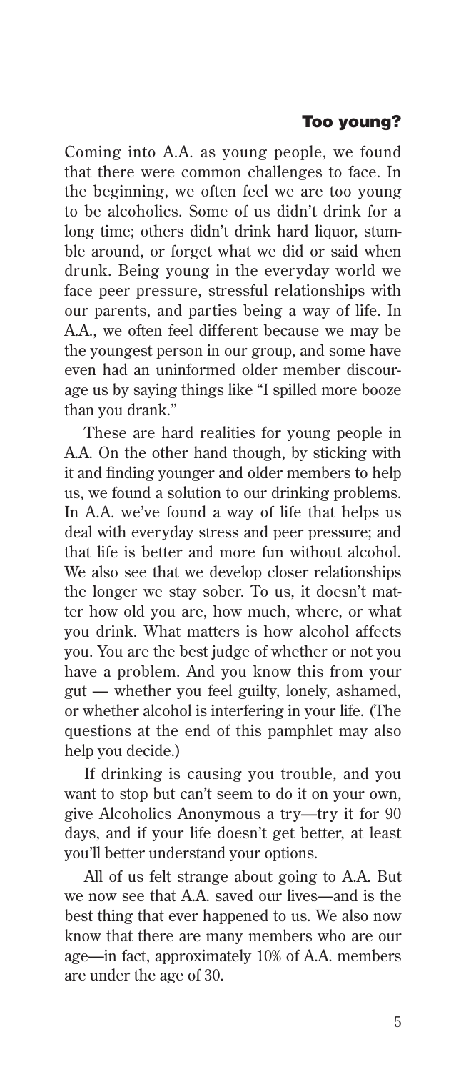## Too young?

Coming into A.A. as young people, we found that there were common challenges to face. In the beginning, we often feel we are too young to be alcoholics. Some of us didn't drink for a long time; others didn't drink hard liquor, stumble around, or forget what we did or said when drunk. Being young in the everyday world we face peer pressure, stressful relationships with our parents, and parties being a way of life. In A.A., we often feel different because we may be the youngest person in our group, and some have even had an uninformed older member discourage us by saying things like "I spilled more booze than you drank."

These are hard realities for young people in A.A. On the other hand though, by sticking with it and finding younger and older members to help us, we found a solution to our drinking problems. In A.A. we've found a way of life that helps us deal with everyday stress and peer pressure; and that life is better and more fun without alcohol. We also see that we develop closer relationships the longer we stay sober. To us, it doesn't matter how old you are, how much, where, or what you drink. What matters is how alcohol affects you. You are the best judge of whether or not you have a problem. And you know this from your gut — whether you feel guilty, lonely, ashamed, or whether alcohol is interfering in your life. (The questions at the end of this pamphlet may also help you decide.)

If drinking is causing you trouble, and you want to stop but can't seem to do it on your own, give Alcoholics Anonymous a try—try it for 90 days, and if your life doesn't get better, at least you'll better understand your options.

All of us felt strange about going to A.A. But we now see that A.A. saved our lives—and is the best thing that ever happened to us. We also now know that there are many members who are our age—in fact, approximately 10% of A.A. members are under the age of 30.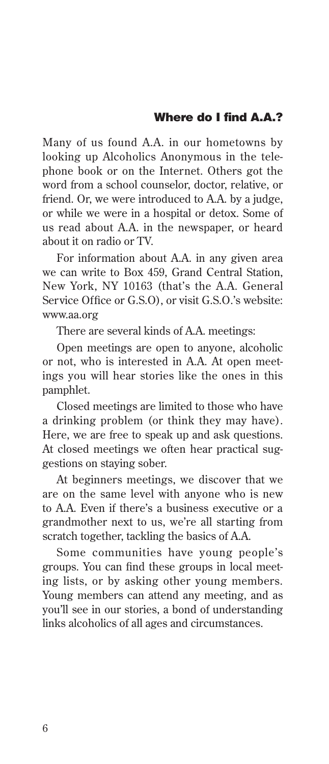## Where do I find A.A.?

Many of us found A.A. in our hometowns by looking up Alcoholics Anonymous in the telephone book or on the Internet. Others got the word from a school counselor, doctor, relative, or friend. Or, we were introduced to A.A. by a judge, or while we were in a hospital or detox. Some of us read about A.A. in the newspaper, or heard about it on radio or TV.

For information about A.A. in any given area we can write to Box 459, Grand Central Station, New York, NY 10163 (that's the A.A. General Service Office or G.S.O), or visit G.S.O.'s website: www.aa.org

There are several kinds of A.A. meetings:

Open meetings are open to anyone, alcoholic or not, who is interested in A.A. At open meetings you will hear stories like the ones in this pamphlet.

Closed meetings are limited to those who have a drinking problem (or think they may have). Here, we are free to speak up and ask questions. At closed meetings we often hear practical suggestions on staying sober.

At beginners meetings, we discover that we are on the same level with anyone who is new to A.A. Even if there's a business executive or a grandmother next to us, we're all starting from scratch together, tackling the basics of A.A.

Some communities have young people's groups. You can find these groups in local meeting lists, or by asking other young members. Young members can attend any meeting, and as you'll see in our stories, a bond of understanding links alcoholics of all ages and circumstances.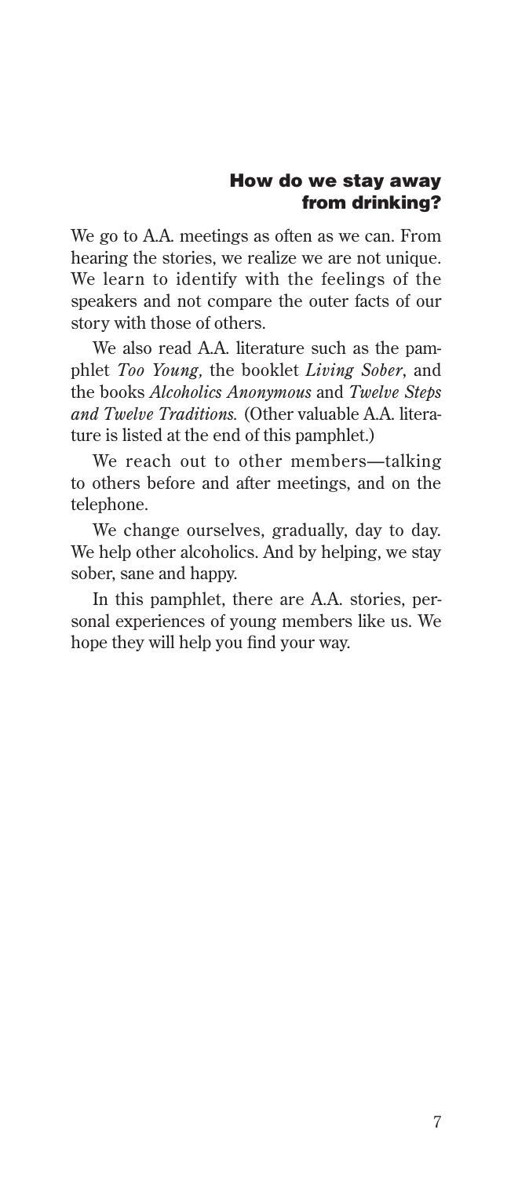## How do we stay away from drinking?

We go to A.A. meetings as often as we can. From hearing the stories, we realize we are not unique. We learn to identify with the feelings of the speakers and not compare the outer facts of our story with those of others.

We also read A.A. literature such as the pamphlet *Too Young,* the booklet *Living Sober*, and the books *Alcoholics Anonymous* and *Twelve Steps and Twelve Traditions.* (Other valuable A.A. literature is listed at the end of this pamphlet.)

We reach out to other members—talking to others before and after meetings, and on the telephone.

We change ourselves, gradually, day to day. We help other alcoholics. And by helping, we stay sober, sane and happy.

In this pamphlet, there are A.A. stories, personal experiences of young members like us. We hope they will help you find your way.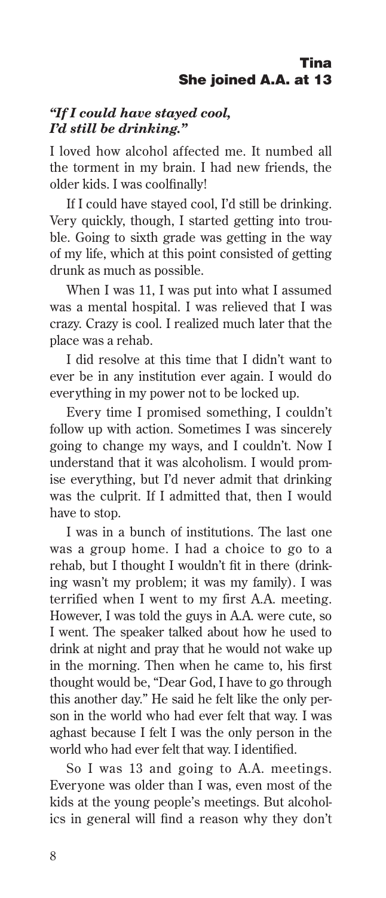## Tina
### She joined A.A. at 13

***"If I could have stayed cool, I'd still be drinking."***

I loved how alcohol affected me. It numbed all the torment in my brain. I had new friends, the older kids. I was coolfinally!

If I could have stayed cool, I'd still be drinking. Very quickly, though, I started getting into trouble. Going to sixth grade was getting in the way of my life, which at this point consisted of getting drunk as much as possible.

When I was 11, I was put into what I assumed was a mental hospital. I was relieved that I was crazy. Crazy is cool. I realized much later that the place was a rehab.

I did resolve at this time that I didn't want to ever be in any institution ever again. I would do everything in my power not to be locked up.

Every time I promised something, I couldn't follow up with action. Sometimes I was sincerely going to change my ways, and I couldn't. Now I understand that it was alcoholism. I would promise everything, but I'd never admit that drinking was the culprit. If I admitted that, then I would have to stop.

I was in a bunch of institutions. The last one was a group home. I had a choice to go to a rehab, but I thought I wouldn't fit in there (drinking wasn't my problem; it was my family). I was terrified when I went to my first A.A. meeting. However, I was told the guys in A.A. were cute, so I went. The speaker talked about how he used to drink at night and pray that he would not wake up in the morning. Then when he came to, his first thought would be, "Dear God, I have to go through this another day." He said he felt like the only person in the world who had ever felt that way. I was aghast because I felt I was the only person in the world who had ever felt that way. I identified.

So I was 13 and going to A.A. meetings. Everyone was older than I was, even most of the kids at the young people's meetings. But alcoholics in general will find a reason why they don't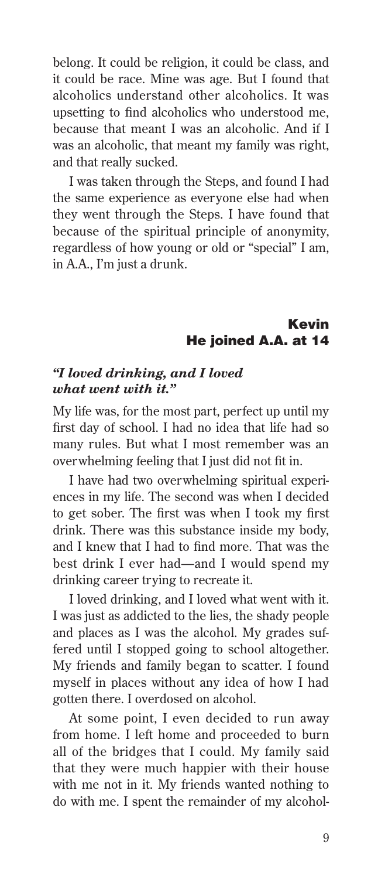belong. It could be religion, it could be class, and it could be race. Mine was age. But I found that alcoholics understand other alcoholics. It was upsetting to find alcoholics who understood me, because that meant I was an alcoholic. And if I was an alcoholic, that meant my family was right, and that really sucked.

I was taken through the Steps, and found I had the same experience as everyone else had when they went through the Steps. I have found that because of the spiritual principle of anonymity, regardless of how young or old or "special" I am, in A.A., I'm just a drunk.

## Kevin
## He joined A.A. at 14

***"I loved drinking, and I loved what went with it."***

My life was, for the most part, perfect up until my first day of school. I had no idea that life had so many rules. But what I most remember was an overwhelming feeling that I just did not fit in.

I have had two overwhelming spiritual experiences in my life. The second was when I decided to get sober. The first was when I took my first drink. There was this substance inside my body, and I knew that I had to find more. That was the best drink I ever had—and I would spend my drinking career trying to recreate it.

I loved drinking, and I loved what went with it. I was just as addicted to the lies, the shady people and places as I was the alcohol. My grades suffered until I stopped going to school altogether. My friends and family began to scatter. I found myself in places without any idea of how I had gotten there. I overdosed on alcohol.

At some point, I even decided to run away from home. I left home and proceeded to burn all of the bridges that I could. My family said that they were much happier with their house with me not in it. My friends wanted nothing to do with me. I spent the remainder of my alcohol-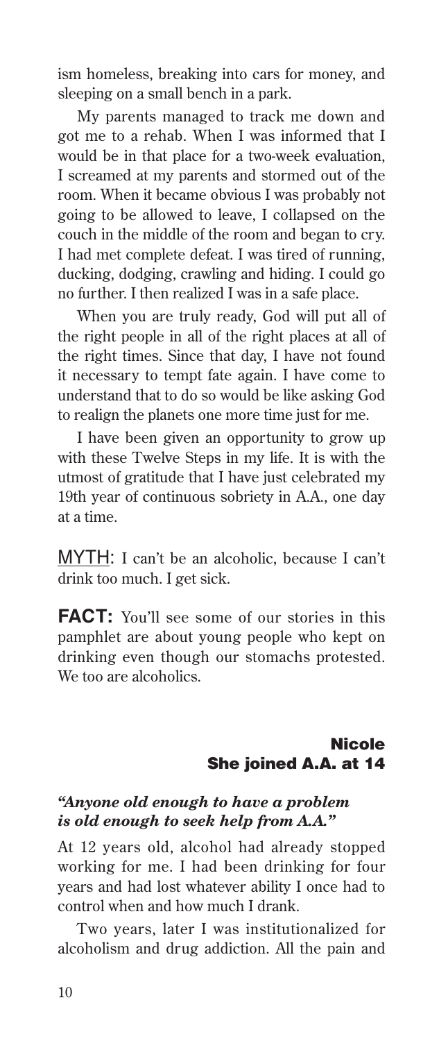ism homeless, breaking into cars for money, and sleeping on a small bench in a park.

My parents managed to track me down and got me to a rehab. When I was informed that I would be in that place for a two-week evaluation, I screamed at my parents and stormed out of the room. When it became obvious I was probably not going to be allowed to leave, I collapsed on the couch in the middle of the room and began to cry. I had met complete defeat. I was tired of running, ducking, dodging, crawling and hiding. I could go no further. I then realized I was in a safe place.

When you are truly ready, God will put all of the right people in all of the right places at all of the right times. Since that day, I have not found it necessary to tempt fate again. I have come to understand that to do so would be like asking God to realign the planets one more time just for me.

I have been given an opportunity to grow up with these Twelve Steps in my life. It is with the utmost of gratitude that I have just celebrated my 19th year of continuous sobriety in A.A., one day at a time.

MYTH: I can't be an alcoholic, because I can't drink too much. I get sick.

**FACT:** You'll see some of our stories in this pamphlet are about young people who kept on drinking even though our stomachs protested. We too are alcoholics.

## Nicole
### She joined A.A. at 14

***"Anyone old enough to have a problem is old enough to seek help from A.A."***

At 12 years old, alcohol had already stopped working for me. I had been drinking for four years and had lost whatever ability I once had to control when and how much I drank.

Two years, later I was institutionalized for alcoholism and drug addiction. All the pain and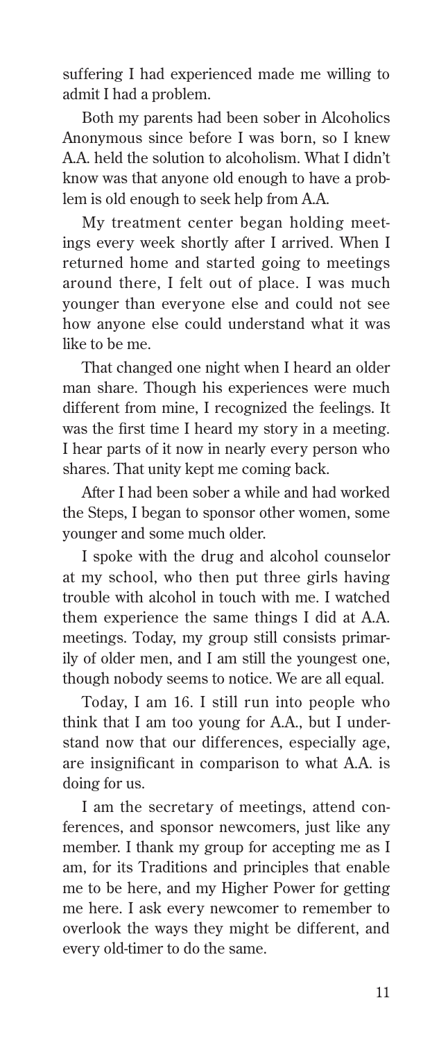suffering I had experienced made me willing to admit I had a problem.

Both my parents had been sober in Alcoholics Anonymous since before I was born, so I knew A.A. held the solution to alcoholism. What I didn't know was that anyone old enough to have a problem is old enough to seek help from A.A.

My treatment center began holding meetings every week shortly after I arrived. When I returned home and started going to meetings around there, I felt out of place. I was much younger than everyone else and could not see how anyone else could understand what it was like to be me.

That changed one night when I heard an older man share. Though his experiences were much different from mine, I recognized the feelings. It was the first time I heard my story in a meeting. I hear parts of it now in nearly every person who shares. That unity kept me coming back.

After I had been sober a while and had worked the Steps, I began to sponsor other women, some younger and some much older.

I spoke with the drug and alcohol counselor at my school, who then put three girls having trouble with alcohol in touch with me. I watched them experience the same things I did at A.A. meetings. Today, my group still consists primarily of older men, and I am still the youngest one, though nobody seems to notice. We are all equal.

Today, I am 16. I still run into people who think that I am too young for A.A., but I understand now that our differences, especially age, are insignificant in comparison to what A.A. is doing for us.

I am the secretary of meetings, attend conferences, and sponsor newcomers, just like any member. I thank my group for accepting me as I am, for its Traditions and principles that enable me to be here, and my Higher Power for getting me here. I ask every newcomer to remember to overlook the ways they might be different, and every old-timer to do the same.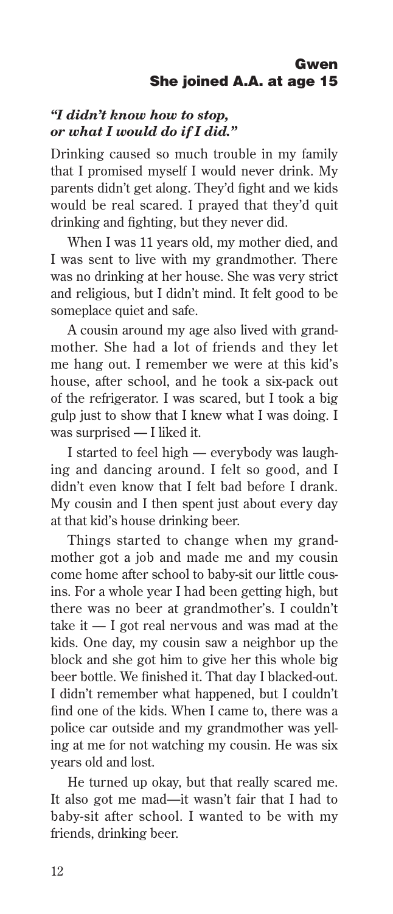## Gwen
## She joined A.A. at age 15

***"I didn't know how to stop, or what I would do if I did."***

Drinking caused so much trouble in my family that I promised myself I would never drink. My parents didn't get along. They'd fight and we kids would be real scared. I prayed that they'd quit drinking and fighting, but they never did.

When I was 11 years old, my mother died, and I was sent to live with my grandmother. There was no drinking at her house. She was very strict and religious, but I didn't mind. It felt good to be someplace quiet and safe.

A cousin around my age also lived with grandmother. She had a lot of friends and they let me hang out. I remember we were at this kid's house, after school, and he took a six-pack out of the refrigerator. I was scared, but I took a big gulp just to show that I knew what I was doing. I was surprised — I liked it.

I started to feel high — everybody was laughing and dancing around. I felt so good, and I didn't even know that I felt bad before I drank. My cousin and I then spent just about every day at that kid's house drinking beer.

Things started to change when my grandmother got a job and made me and my cousin come home after school to baby-sit our little cousins. For a whole year I had been getting high, but there was no beer at grandmother's. I couldn't take it — I got real nervous and was mad at the kids. One day, my cousin saw a neighbor up the block and she got him to give her this whole big beer bottle. We finished it. That day I blacked-out. I didn't remember what happened, but I couldn't find one of the kids. When I came to, there was a police car outside and my grandmother was yelling at me for not watching my cousin. He was six years old and lost.

He turned up okay, but that really scared me. It also got me mad—it wasn't fair that I had to baby-sit after school. I wanted to be with my friends, drinking beer.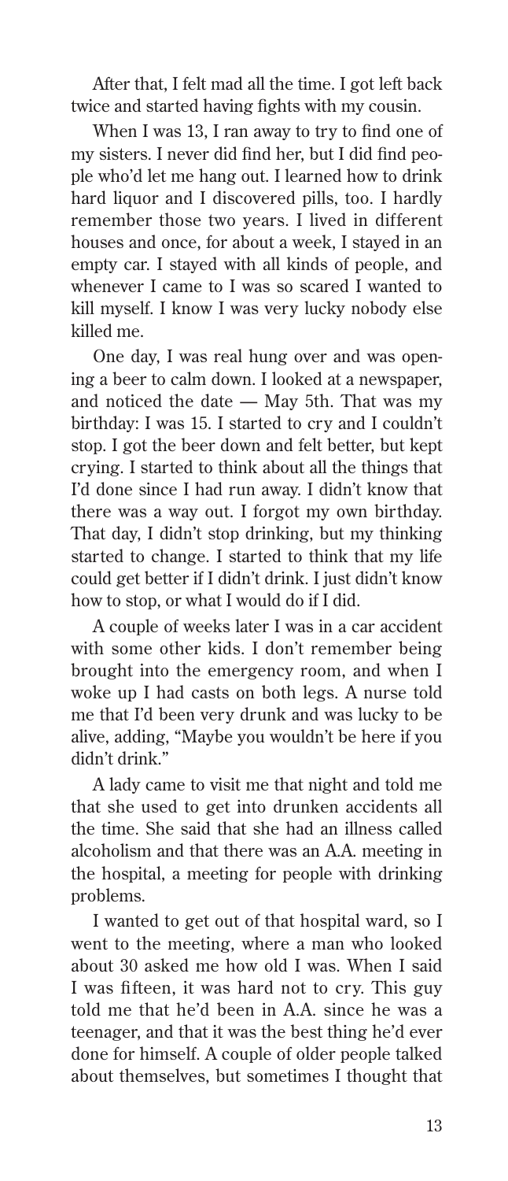After that, I felt mad all the time. I got left back twice and started having fights with my cousin.

When I was 13, I ran away to try to find one of my sisters. I never did find her, but I did find people who'd let me hang out. I learned how to drink hard liquor and I discovered pills, too. I hardly remember those two years. I lived in different houses and once, for about a week, I stayed in an empty car. I stayed with all kinds of people, and whenever I came to I was so scared I wanted to kill myself. I know I was very lucky nobody else killed me.

One day, I was real hung over and was opening a beer to calm down. I looked at a newspaper, and noticed the date — May 5th. That was my birthday: I was 15. I started to cry and I couldn't stop. I got the beer down and felt better, but kept crying. I started to think about all the things that I'd done since I had run away. I didn't know that there was a way out. I forgot my own birthday. That day, I didn't stop drinking, but my thinking started to change. I started to think that my life could get better if I didn't drink. I just didn't know how to stop, or what I would do if I did.

A couple of weeks later I was in a car accident with some other kids. I don't remember being brought into the emergency room, and when I woke up I had casts on both legs. A nurse told me that I'd been very drunk and was lucky to be alive, adding, "Maybe you wouldn't be here if you didn't drink."

A lady came to visit me that night and told me that she used to get into drunken accidents all the time. She said that she had an illness called alcoholism and that there was an A.A. meeting in the hospital, a meeting for people with drinking problems.

I wanted to get out of that hospital ward, so I went to the meeting, where a man who looked about 30 asked me how old I was. When I said I was fifteen, it was hard not to cry. This guy told me that he'd been in A.A. since he was a teenager, and that it was the best thing he'd ever done for himself. A couple of older people talked about themselves, but sometimes I thought that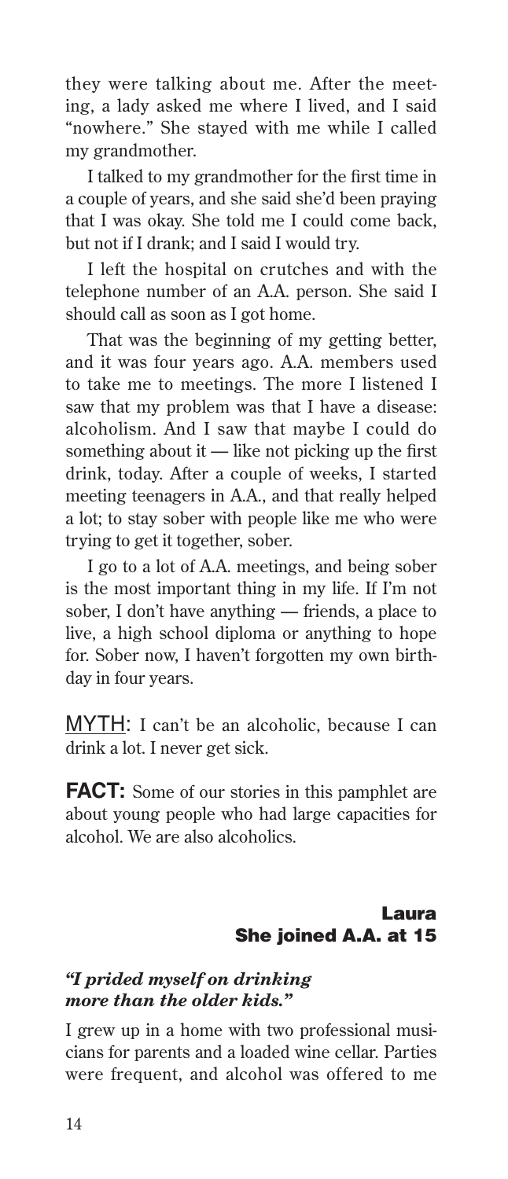they were talking about me. After the meeting, a lady asked me where I lived, and I said "nowhere." She stayed with me while I called my grandmother.

I talked to my grandmother for the first time in a couple of years, and she said she'd been praying that I was okay. She told me I could come back, but not if I drank; and I said I would try.

I left the hospital on crutches and with the telephone number of an A.A. person. She said I should call as soon as I got home.

That was the beginning of my getting better, and it was four years ago. A.A. members used to take me to meetings. The more I listened I saw that my problem was that I have a disease: alcoholism. And I saw that maybe I could do something about it — like not picking up the first drink, today. After a couple of weeks, I started meeting teenagers in A.A., and that really helped a lot; to stay sober with people like me who were trying to get it together, sober.

I go to a lot of A.A. meetings, and being sober is the most important thing in my life. If I'm not sober, I don't have anything — friends, a place to live, a high school diploma or anything to hope for. Sober now, I haven't forgotten my own birthday in four years.

MYTH: I can't be an alcoholic, because I can drink a lot. I never get sick.

**FACT:** Some of our stories in this pamphlet are about young people who had large capacities for alcohol. We are also alcoholics.

## Laura
### She joined A.A. at 15

***"I prided myself on drinking more than the older kids."***

I grew up in a home with two professional musicians for parents and a loaded wine cellar. Parties were frequent, and alcohol was offered to me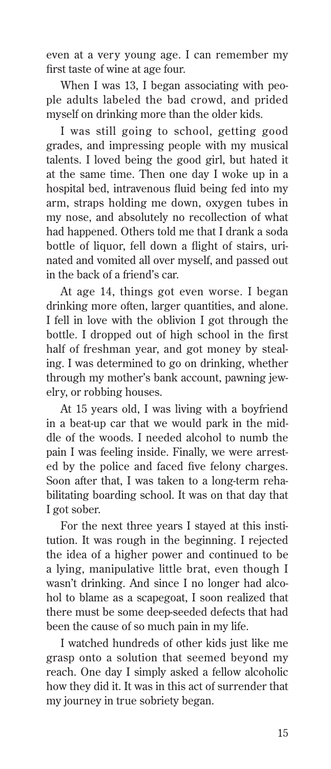even at a very young age. I can remember my first taste of wine at age four.

When I was 13, I began associating with people adults labeled the bad crowd, and prided myself on drinking more than the older kids.

I was still going to school, getting good grades, and impressing people with my musical talents. I loved being the good girl, but hated it at the same time. Then one day I woke up in a hospital bed, intravenous fluid being fed into my arm, straps holding me down, oxygen tubes in my nose, and absolutely no recollection of what had happened. Others told me that I drank a soda bottle of liquor, fell down a flight of stairs, urinated and vomited all over myself, and passed out in the back of a friend's car.

At age 14, things got even worse. I began drinking more often, larger quantities, and alone. I fell in love with the oblivion I got through the bottle. I dropped out of high school in the first half of freshman year, and got money by stealing. I was determined to go on drinking, whether through my mother's bank account, pawning jewelry, or robbing houses.

At 15 years old, I was living with a boyfriend in a beat-up car that we would park in the middle of the woods. I needed alcohol to numb the pain I was feeling inside. Finally, we were arrested by the police and faced five felony charges. Soon after that, I was taken to a long-term rehabilitating boarding school. It was on that day that I got sober.

For the next three years I stayed at this institution. It was rough in the beginning. I rejected the idea of a higher power and continued to be a lying, manipulative little brat, even though I wasn't drinking. And since I no longer had alcohol to blame as a scapegoat, I soon realized that there must be some deep-seeded defects that had been the cause of so much pain in my life.

I watched hundreds of other kids just like me grasp onto a solution that seemed beyond my reach. One day I simply asked a fellow alcoholic how they did it. It was in this act of surrender that my journey in true sobriety began.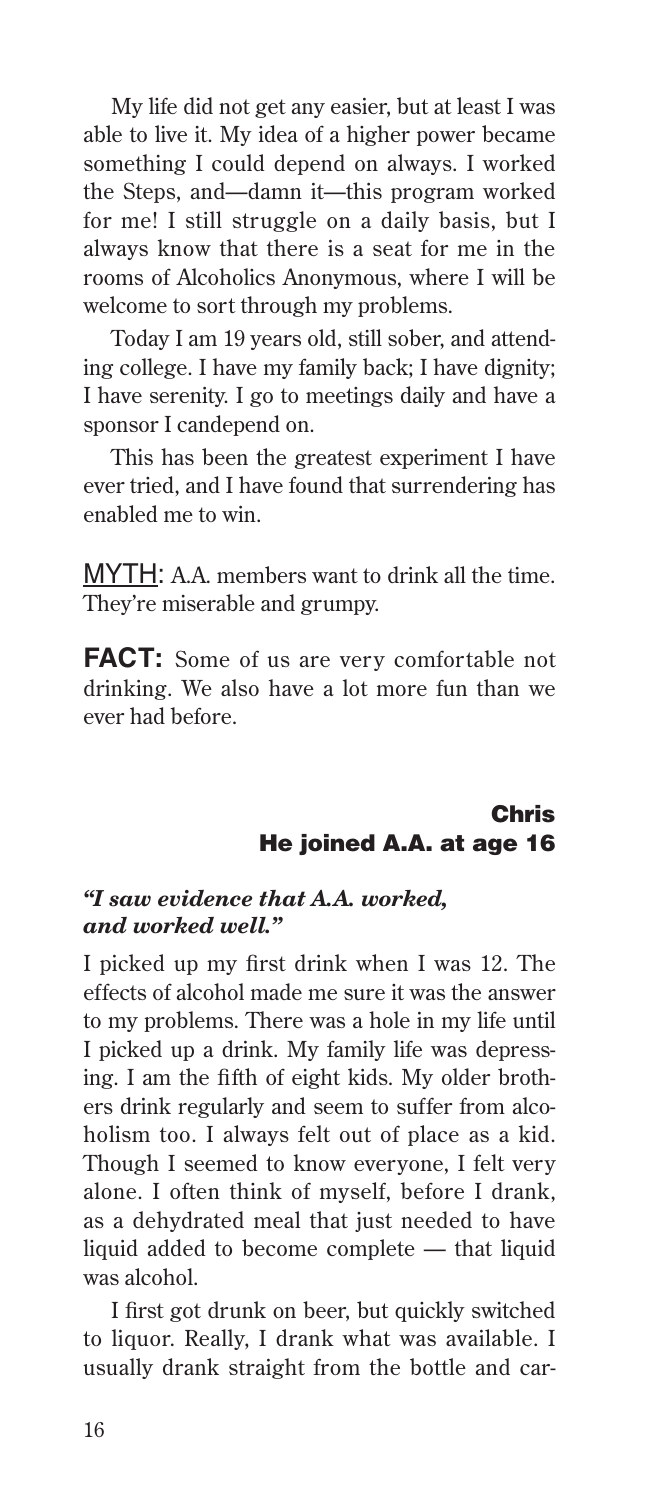My life did not get any easier, but at least I was able to live it. My idea of a higher power became something I could depend on always. I worked the Steps, and—damn it—this program worked for me! I still struggle on a daily basis, but I always know that there is a seat for me in the rooms of Alcoholics Anonymous, where I will be welcome to sort through my problems.

Today I am 19 years old, still sober, and attending college. I have my family back; I have dignity; I have serenity. I go to meetings daily and have a sponsor I candepend on.

This has been the greatest experiment I have ever tried, and I have found that surrendering has enabled me to win.

MYTH: A.A. members want to drink all the time. They're miserable and grumpy.

**FACT:** Some of us are very comfortable not drinking. We also have a lot more fun than we ever had before.

## Chris
### He joined A.A. at age 16

***"I saw evidence that A.A. worked, and worked well."***

I picked up my first drink when I was 12. The effects of alcohol made me sure it was the answer to my problems. There was a hole in my life until I picked up a drink. My family life was depressing. I am the fifth of eight kids. My older brothers drink regularly and seem to suffer from alcoholism too. I always felt out of place as a kid. Though I seemed to know everyone, I felt very alone. I often think of myself, before I drank, as a dehydrated meal that just needed to have liquid added to become complete — that liquid was alcohol.

I first got drunk on beer, but quickly switched to liquor. Really, I drank what was available. I usually drank straight from the bottle and car-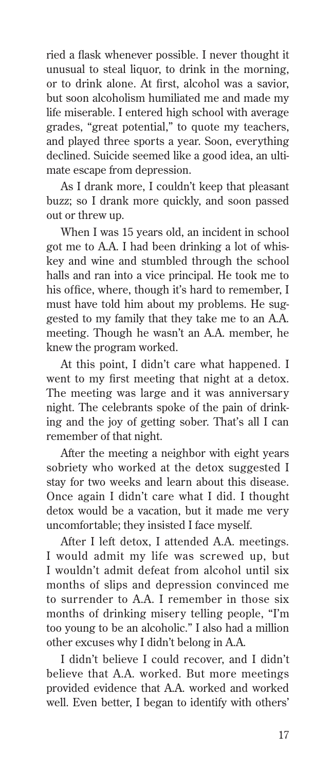ried a flask whenever possible. I never thought it unusual to steal liquor, to drink in the morning, or to drink alone. At first, alcohol was a savior, but soon alcoholism humiliated me and made my life miserable. I entered high school with average grades, "great potential," to quote my teachers, and played three sports a year. Soon, everything declined. Suicide seemed like a good idea, an ultimate escape from depression.

As I drank more, I couldn't keep that pleasant buzz; so I drank more quickly, and soon passed out or threw up.

When I was 15 years old, an incident in school got me to A.A. I had been drinking a lot of whiskey and wine and stumbled through the school halls and ran into a vice principal. He took me to his office, where, though it's hard to remember, I must have told him about my problems. He suggested to my family that they take me to an A.A. meeting. Though he wasn't an A.A. member, he knew the program worked.

At this point, I didn't care what happened. I went to my first meeting that night at a detox. The meeting was large and it was anniversary night. The celebrants spoke of the pain of drinking and the joy of getting sober. That's all I can remember of that night.

After the meeting a neighbor with eight years sobriety who worked at the detox suggested I stay for two weeks and learn about this disease. Once again I didn't care what I did. I thought detox would be a vacation, but it made me very uncomfortable; they insisted I face myself.

After I left detox, I attended A.A. meetings. I would admit my life was screwed up, but I wouldn't admit defeat from alcohol until six months of slips and depression convinced me to surrender to A.A. I remember in those six months of drinking misery telling people, "I'm too young to be an alcoholic." I also had a million other excuses why I didn't belong in A.A.

I didn't believe I could recover, and I didn't believe that A.A. worked. But more meetings provided evidence that A.A. worked and worked well. Even better, I began to identify with others'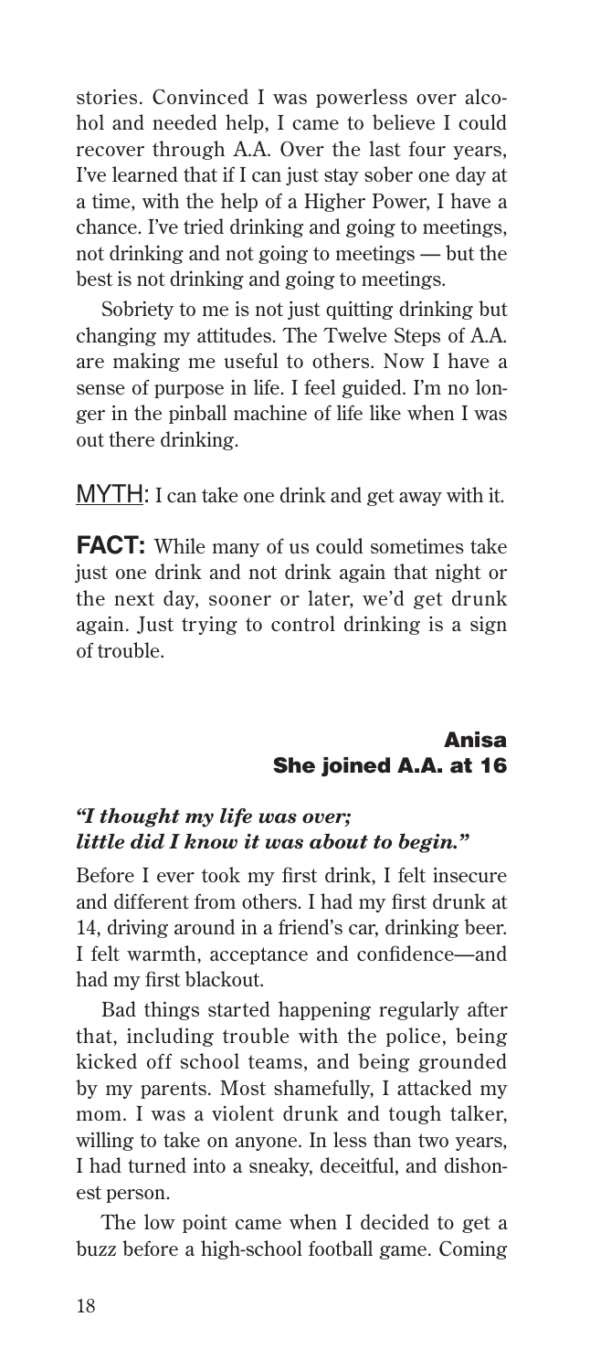stories. Convinced I was powerless over alcohol and needed help, I came to believe I could recover through A.A. Over the last four years, I've learned that if I can just stay sober one day at a time, with the help of a Higher Power, I have a chance. I've tried drinking and going to meetings, not drinking and not going to meetings — but the best is not drinking and going to meetings.

Sobriety to me is not just quitting drinking but changing my attitudes. The Twelve Steps of A.A. are making me useful to others. Now I have a sense of purpose in life. I feel guided. I'm no longer in the pinball machine of life like when I was out there drinking.

MYTH: I can take one drink and get away with it.

**FACT:** While many of us could sometimes take just one drink and not drink again that night or the next day, sooner or later, we'd get drunk again. Just trying to control drinking is a sign of trouble.

## Anisa
### She joined A.A. at 16

***"I thought my life was over; little did I know it was about to begin."***

Before I ever took my first drink, I felt insecure and different from others. I had my first drunk at 14, driving around in a friend's car, drinking beer. I felt warmth, acceptance and confidence—and had my first blackout.

Bad things started happening regularly after that, including trouble with the police, being kicked off school teams, and being grounded by my parents. Most shamefully, I attacked my mom. I was a violent drunk and tough talker, willing to take on anyone. In less than two years, I had turned into a sneaky, deceitful, and dishonest person.

The low point came when I decided to get a buzz before a high-school football game. Coming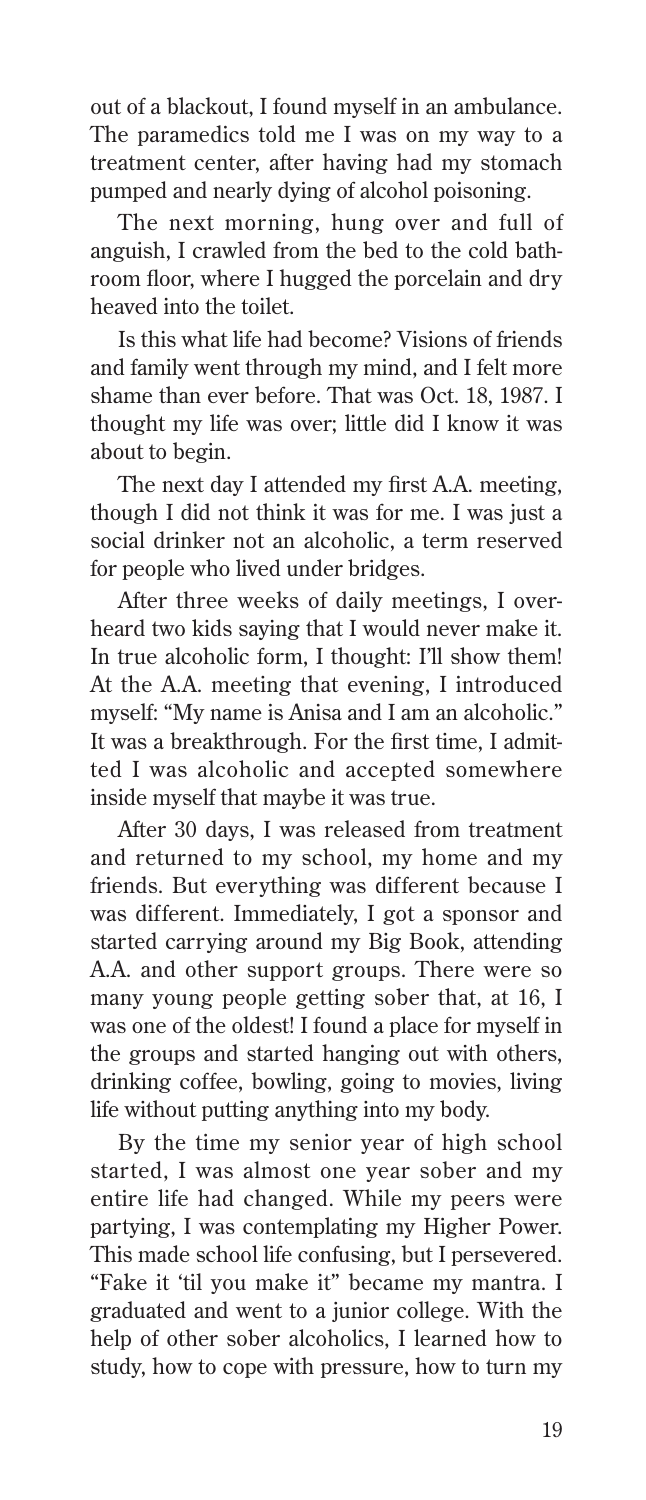out of a blackout, I found myself in an ambulance. The paramedics told me I was on my way to a treatment center, after having had my stomach pumped and nearly dying of alcohol poisoning.

The next morning, hung over and full of anguish, I crawled from the bed to the cold bathroom floor, where I hugged the porcelain and dry heaved into the toilet.

Is this what life had become? Visions of friends and family went through my mind, and I felt more shame than ever before. That was Oct. 18, 1987. I thought my life was over; little did I know it was about to begin.

The next day I attended my first A.A. meeting, though I did not think it was for me. I was just a social drinker not an alcoholic, a term reserved for people who lived under bridges.

After three weeks of daily meetings, I overheard two kids saying that I would never make it. In true alcoholic form, I thought: I'll show them! At the A.A. meeting that evening, I introduced myself: "My name is Anisa and I am an alcoholic." It was a breakthrough. For the first time, I admitted I was alcoholic and accepted somewhere inside myself that maybe it was true.

After 30 days, I was released from treatment and returned to my school, my home and my friends. But everything was different because I was different. Immediately, I got a sponsor and started carrying around my Big Book, attending A.A. and other support groups. There were so many young people getting sober that, at 16, I was one of the oldest! I found a place for myself in the groups and started hanging out with others, drinking coffee, bowling, going to movies, living life without putting anything into my body.

By the time my senior year of high school started, I was almost one year sober and my entire life had changed. While my peers were partying, I was contemplating my Higher Power. This made school life confusing, but I persevered. "Fake it 'til you make it" became my mantra. I graduated and went to a junior college. With the help of other sober alcoholics, I learned how to study, how to cope with pressure, how to turn my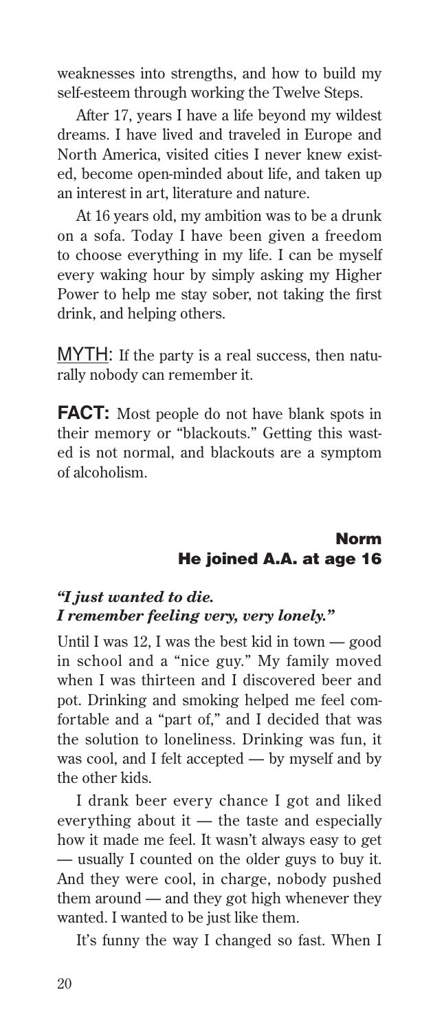weaknesses into strengths, and how to build my self-esteem through working the Twelve Steps.

After 17, years I have a life beyond my wildest dreams. I have lived and traveled in Europe and North America, visited cities I never knew existed, become open-minded about life, and taken up an interest in art, literature and nature.

At 16 years old, my ambition was to be a drunk on a sofa. Today I have been given a freedom to choose everything in my life. I can be myself every waking hour by simply asking my Higher Power to help me stay sober, not taking the first drink, and helping others.

MYTH: If the party is a real success, then naturally nobody can remember it.

**FACT:** Most people do not have blank spots in their memory or "blackouts." Getting this wasted is not normal, and blackouts are a symptom of alcoholism.

## Norm
### He joined A.A. at age 16

***"I just wanted to die. I remember feeling very, very lonely."***

Until I was 12, I was the best kid in town — good in school and a "nice guy." My family moved when I was thirteen and I discovered beer and pot. Drinking and smoking helped me feel comfortable and a "part of," and I decided that was the solution to loneliness. Drinking was fun, it was cool, and I felt accepted — by myself and by the other kids.

I drank beer every chance I got and liked everything about it — the taste and especially how it made me feel. It wasn't always easy to get — usually I counted on the older guys to buy it. And they were cool, in charge, nobody pushed them around — and they got high whenever they wanted. I wanted to be just like them.

It's funny the way I changed so fast. When I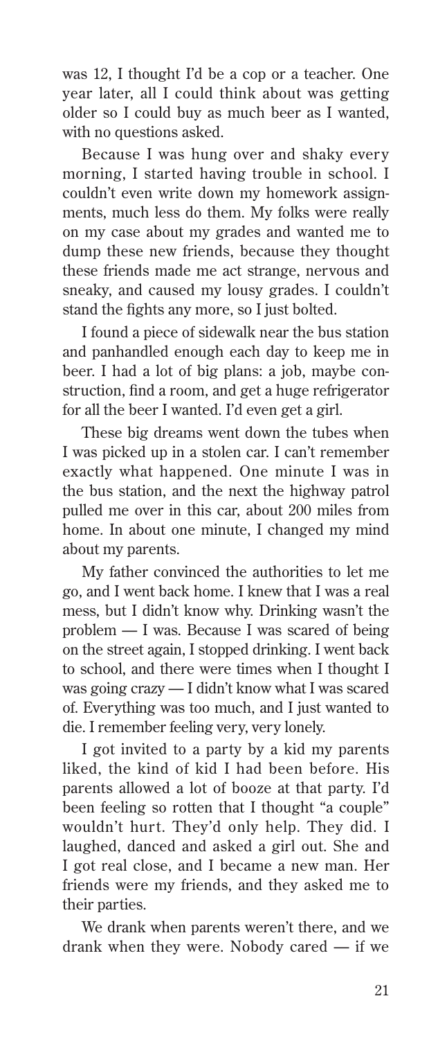was 12, I thought I'd be a cop or a teacher. One year later, all I could think about was getting older so I could buy as much beer as I wanted, with no questions asked.

Because I was hung over and shaky every morning, I started having trouble in school. I couldn't even write down my homework assignments, much less do them. My folks were really on my case about my grades and wanted me to dump these new friends, because they thought these friends made me act strange, nervous and sneaky, and caused my lousy grades. I couldn't stand the fights any more, so I just bolted.

I found a piece of sidewalk near the bus station and panhandled enough each day to keep me in beer. I had a lot of big plans: a job, maybe construction, find a room, and get a huge refrigerator for all the beer I wanted. I'd even get a girl.

These big dreams went down the tubes when I was picked up in a stolen car. I can't remember exactly what happened. One minute I was in the bus station, and the next the highway patrol pulled me over in this car, about 200 miles from home. In about one minute, I changed my mind about my parents.

My father convinced the authorities to let me go, and I went back home. I knew that I was a real mess, but I didn't know why. Drinking wasn't the problem — I was. Because I was scared of being on the street again, I stopped drinking. I went back to school, and there were times when I thought I was going crazy — I didn't know what I was scared of. Everything was too much, and I just wanted to die. I remember feeling very, very lonely.

I got invited to a party by a kid my parents liked, the kind of kid I had been before. His parents allowed a lot of booze at that party. I'd been feeling so rotten that I thought "a couple" wouldn't hurt. They'd only help. They did. I laughed, danced and asked a girl out. She and I got real close, and I became a new man. Her friends were my friends, and they asked me to their parties.

We drank when parents weren't there, and we drank when they were. Nobody cared — if we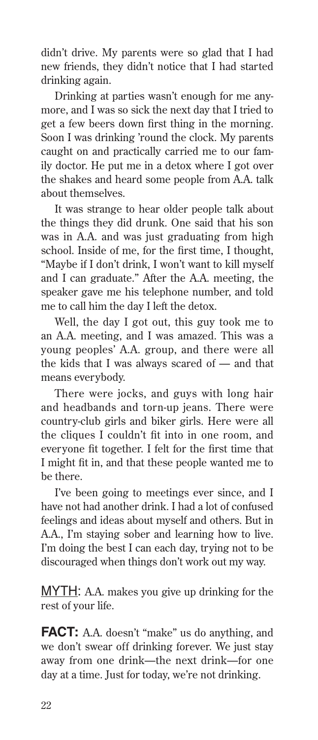didn't drive. My parents were so glad that I had new friends, they didn't notice that I had started drinking again.

Drinking at parties wasn't enough for me anymore, and I was so sick the next day that I tried to get a few beers down first thing in the morning. Soon I was drinking 'round the clock. My parents caught on and practically carried me to our family doctor. He put me in a detox where I got over the shakes and heard some people from A.A. talk about themselves.

It was strange to hear older people talk about the things they did drunk. One said that his son was in A.A. and was just graduating from high school. Inside of me, for the first time, I thought, "Maybe if I don't drink, I won't want to kill myself and I can graduate." After the A.A. meeting, the speaker gave me his telephone number, and told me to call him the day I left the detox.

Well, the day I got out, this guy took me to an A.A. meeting, and I was amazed. This was a young peoples' A.A. group, and there were all the kids that I was always scared of — and that means everybody.

There were jocks, and guys with long hair and headbands and torn-up jeans. There were country-club girls and biker girls. Here were all the cliques I couldn't fit into in one room, and everyone fit together. I felt for the first time that I might fit in, and that these people wanted me to be there.

I've been going to meetings ever since, and I have not had another drink. I had a lot of confused feelings and ideas about myself and others. But in A.A., I'm staying sober and learning how to live. I'm doing the best I can each day, trying not to be discouraged when things don't work out my way.

<u>MYTH</u>: A.A. makes you give up drinking for the rest of your life.

**FACT:** A.A. doesn't "make" us do anything, and we don't swear off drinking forever. We just stay away from one drink—the next drink—for one day at a time. Just for today, we're not drinking.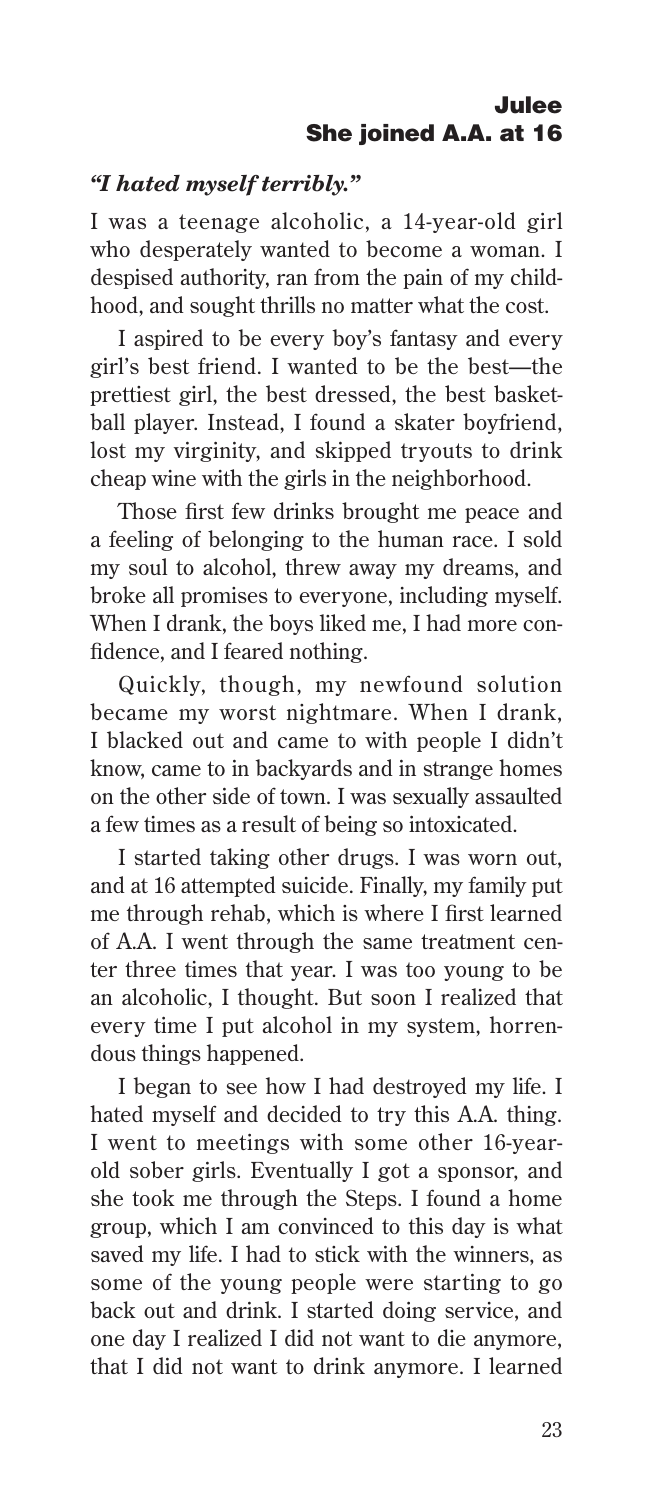## Julee
### She joined A.A. at 16

*"I hated myself terribly."*

I was a teenage alcoholic, a 14-year-old girl who desperately wanted to become a woman. I despised authority, ran from the pain of my childhood, and sought thrills no matter what the cost.

I aspired to be every boy's fantasy and every girl's best friend. I wanted to be the best—the prettiest girl, the best dressed, the best basketball player. Instead, I found a skater boyfriend, lost my virginity, and skipped tryouts to drink cheap wine with the girls in the neighborhood.

Those first few drinks brought me peace and a feeling of belonging to the human race. I sold my soul to alcohol, threw away my dreams, and broke all promises to everyone, including myself. When I drank, the boys liked me, I had more confidence, and I feared nothing.

Quickly, though, my newfound solution became my worst nightmare. When I drank, I blacked out and came to with people I didn't know, came to in backyards and in strange homes on the other side of town. I was sexually assaulted a few times as a result of being so intoxicated.

I started taking other drugs. I was worn out, and at 16 attempted suicide. Finally, my family put me through rehab, which is where I first learned of A.A. I went through the same treatment center three times that year. I was too young to be an alcoholic, I thought. But soon I realized that every time I put alcohol in my system, horrendous things happened.

I began to see how I had destroyed my life. I hated myself and decided to try this A.A. thing. I went to meetings with some other 16-year-old sober girls. Eventually I got a sponsor, and she took me through the Steps. I found a home group, which I am convinced to this day is what saved my life. I had to stick with the winners, as some of the young people were starting to go back out and drink. I started doing service, and one day I realized I did not want to die anymore, that I did not want to drink anymore. I learned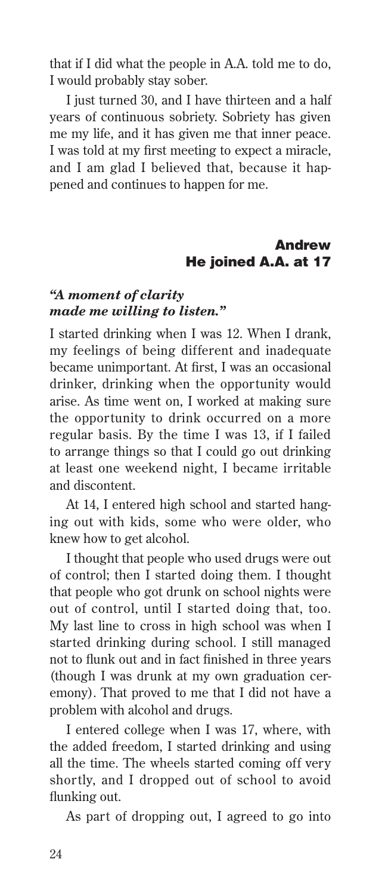that if I did what the people in A.A. told me to do, I would probably stay sober.

I just turned 30, and I have thirteen and a half years of continuous sobriety. Sobriety has given me my life, and it has given me that inner peace. I was told at my first meeting to expect a miracle, and I am glad I believed that, because it happened and continues to happen for me.

## Andrew
### He joined A.A. at 17

***"A moment of clarity made me willing to listen."***

I started drinking when I was 12. When I drank, my feelings of being different and inadequate became unimportant. At first, I was an occasional drinker, drinking when the opportunity would arise. As time went on, I worked at making sure the opportunity to drink occurred on a more regular basis. By the time I was 13, if I failed to arrange things so that I could go out drinking at least one weekend night, I became irritable and discontent.

At 14, I entered high school and started hanging out with kids, some who were older, who knew how to get alcohol.

I thought that people who used drugs were out of control; then I started doing them. I thought that people who got drunk on school nights were out of control, until I started doing that, too. My last line to cross in high school was when I started drinking during school. I still managed not to flunk out and in fact finished in three years (though I was drunk at my own graduation ceremony). That proved to me that I did not have a problem with alcohol and drugs.

I entered college when I was 17, where, with the added freedom, I started drinking and using all the time. The wheels started coming off very shortly, and I dropped out of school to avoid flunking out.

As part of dropping out, I agreed to go into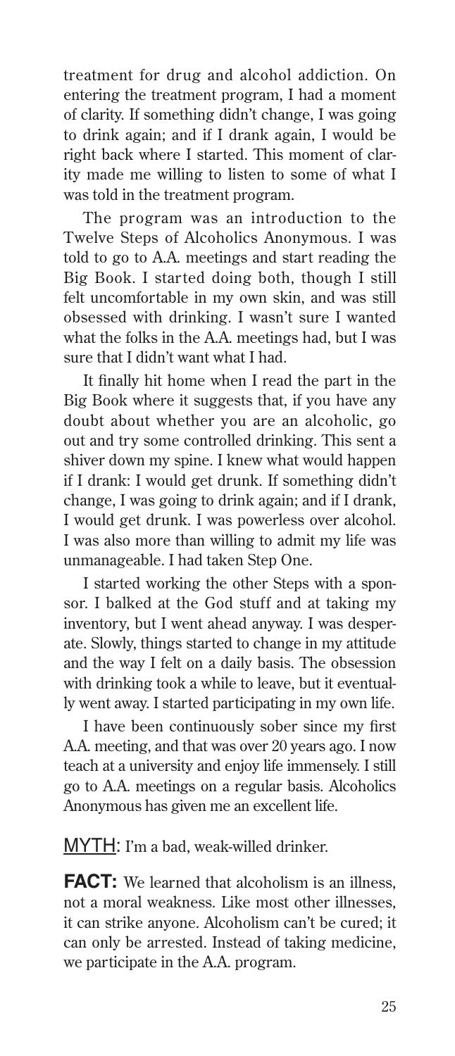treatment for drug and alcohol addiction. On entering the treatment program, I had a moment of clarity. If something didn't change, I was going to drink again; and if I drank again, I would be right back where I started. This moment of clarity made me willing to listen to some of what I was told in the treatment program.

The program was an introduction to the Twelve Steps of Alcoholics Anonymous. I was told to go to A.A. meetings and start reading the Big Book. I started doing both, though I still felt uncomfortable in my own skin, and was still obsessed with drinking. I wasn't sure I wanted what the folks in the A.A. meetings had, but I was sure that I didn't want what I had.

It finally hit home when I read the part in the Big Book where it suggests that, if you have any doubt about whether you are an alcoholic, go out and try some controlled drinking. This sent a shiver down my spine. I knew what would happen if I drank: I would get drunk. If something didn't change, I was going to drink again; and if I drank, I would get drunk. I was powerless over alcohol. I was also more than willing to admit my life was unmanageable. I had taken Step One.

I started working the other Steps with a sponsor. I balked at the God stuff and at taking my inventory, but I went ahead anyway. I was desperate. Slowly, things started to change in my attitude and the way I felt on a daily basis. The obsession with drinking took a while to leave, but it eventually went away. I started participating in my own life.

I have been continuously sober since my first A.A. meeting, and that was over 20 years ago. I now teach at a university and enjoy life immensely. I still go to A.A. meetings on a regular basis. Alcoholics Anonymous has given me an excellent life.

MYTH: I'm a bad, weak-willed drinker.

**FACT:** We learned that alcoholism is an illness, not a moral weakness. Like most other illnesses, it can strike anyone. Alcoholism can't be cured; it can only be arrested. Instead of taking medicine, we participate in the A.A. program.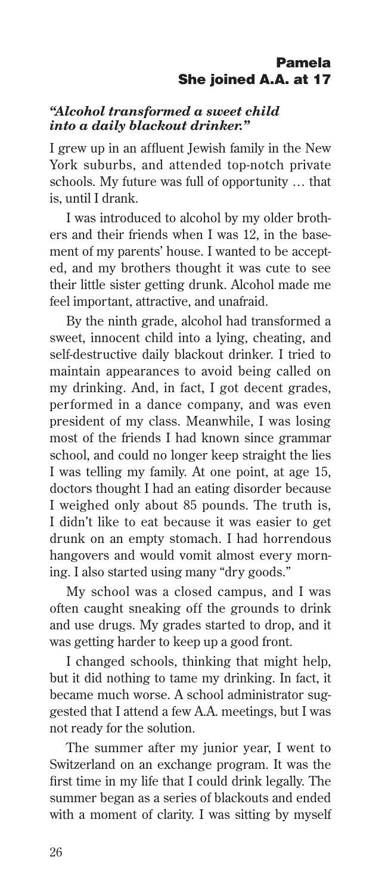## Pamela
## She joined A.A. at 17

***"Alcohol transformed a sweet child into a daily blackout drinker."***

I grew up in an affluent Jewish family in the New York suburbs, and attended top-notch private schools. My future was full of opportunity … that is, until I drank.

I was introduced to alcohol by my older brothers and their friends when I was 12, in the basement of my parents' house. I wanted to be accepted, and my brothers thought it was cute to see their little sister getting drunk. Alcohol made me feel important, attractive, and unafraid.

By the ninth grade, alcohol had transformed a sweet, innocent child into a lying, cheating, and self-destructive daily blackout drinker. I tried to maintain appearances to avoid being called on my drinking. And, in fact, I got decent grades, performed in a dance company, and was even president of my class. Meanwhile, I was losing most of the friends I had known since grammar school, and could no longer keep straight the lies I was telling my family. At one point, at age 15, doctors thought I had an eating disorder because I weighed only about 85 pounds. The truth is, I didn't like to eat because it was easier to get drunk on an empty stomach. I had horrendous hangovers and would vomit almost every morning. I also started using many "dry goods."

My school was a closed campus, and I was often caught sneaking off the grounds to drink and use drugs. My grades started to drop, and it was getting harder to keep up a good front.

I changed schools, thinking that might help, but it did nothing to tame my drinking. In fact, it became much worse. A school administrator suggested that I attend a few A.A. meetings, but I was not ready for the solution.

The summer after my junior year, I went to Switzerland on an exchange program. It was the first time in my life that I could drink legally. The summer began as a series of blackouts and ended with a moment of clarity. I was sitting by myself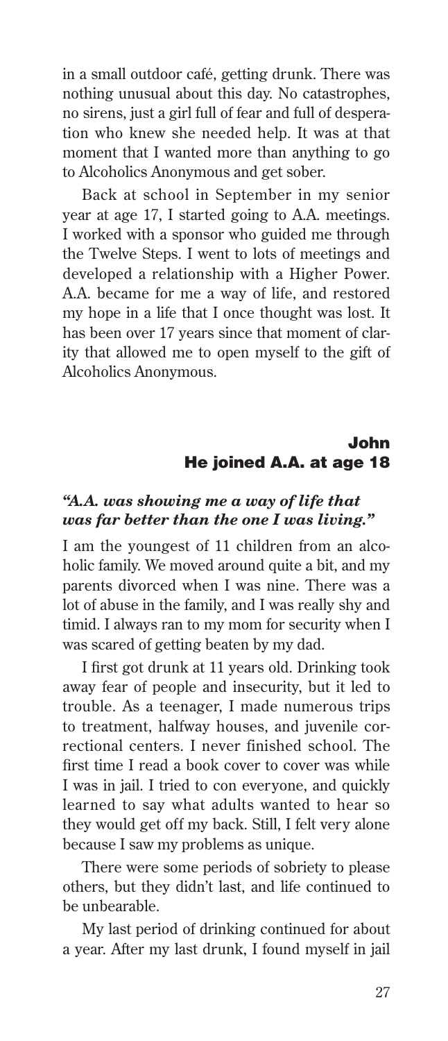in a small outdoor café, getting drunk. There was nothing unusual about this day. No catastrophes, no sirens, just a girl full of fear and full of desperation who knew she needed help. It was at that moment that I wanted more than anything to go to Alcoholics Anonymous and get sober.

Back at school in September in my senior year at age 17, I started going to A.A. meetings. I worked with a sponsor who guided me through the Twelve Steps. I went to lots of meetings and developed a relationship with a Higher Power. A.A. became for me a way of life, and restored my hope in a life that I once thought was lost. It has been over 17 years since that moment of clarity that allowed me to open myself to the gift of Alcoholics Anonymous.

## John
## He joined A.A. at age 18

***"A.A. was showing me a way of life that was far better than the one I was living."***

I am the youngest of 11 children from an alcoholic family. We moved around quite a bit, and my parents divorced when I was nine. There was a lot of abuse in the family, and I was really shy and timid. I always ran to my mom for security when I was scared of getting beaten by my dad.

I first got drunk at 11 years old. Drinking took away fear of people and insecurity, but it led to trouble. As a teenager, I made numerous trips to treatment, halfway houses, and juvenile correctional centers. I never finished school. The first time I read a book cover to cover was while I was in jail. I tried to con everyone, and quickly learned to say what adults wanted to hear so they would get off my back. Still, I felt very alone because I saw my problems as unique.

There were some periods of sobriety to please others, but they didn't last, and life continued to be unbearable.

My last period of drinking continued for about a year. After my last drunk, I found myself in jail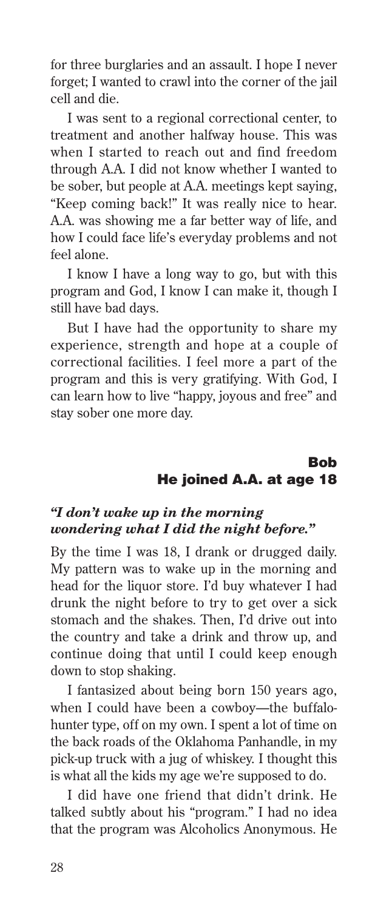for three burglaries and an assault. I hope I never forget; I wanted to crawl into the corner of the jail cell and die.

I was sent to a regional correctional center, to treatment and another halfway house. This was when I started to reach out and find freedom through A.A. I did not know whether I wanted to be sober, but people at A.A. meetings kept saying, "Keep coming back!" It was really nice to hear. A.A. was showing me a far better way of life, and how I could face life's everyday problems and not feel alone.

I know I have a long way to go, but with this program and God, I know I can make it, though I still have bad days.

But I have had the opportunity to share my experience, strength and hope at a couple of correctional facilities. I feel more a part of the program and this is very gratifying. With God, I can learn how to live "happy, joyous and free" and stay sober one more day.

## Bob
## He joined A.A. at age 18

***"I don't wake up in the morning wondering what I did the night before."***

By the time I was 18, I drank or drugged daily. My pattern was to wake up in the morning and head for the liquor store. I'd buy whatever I had drunk the night before to try to get over a sick stomach and the shakes. Then, I'd drive out into the country and take a drink and throw up, and continue doing that until I could keep enough down to stop shaking.

I fantasized about being born 150 years ago, when I could have been a cowboy—the buffalo-hunter type, off on my own. I spent a lot of time on the back roads of the Oklahoma Panhandle, in my pick-up truck with a jug of whiskey. I thought this is what all the kids my age we're supposed to do.

I did have one friend that didn't drink. He talked subtly about his "program." I had no idea that the program was Alcoholics Anonymous. He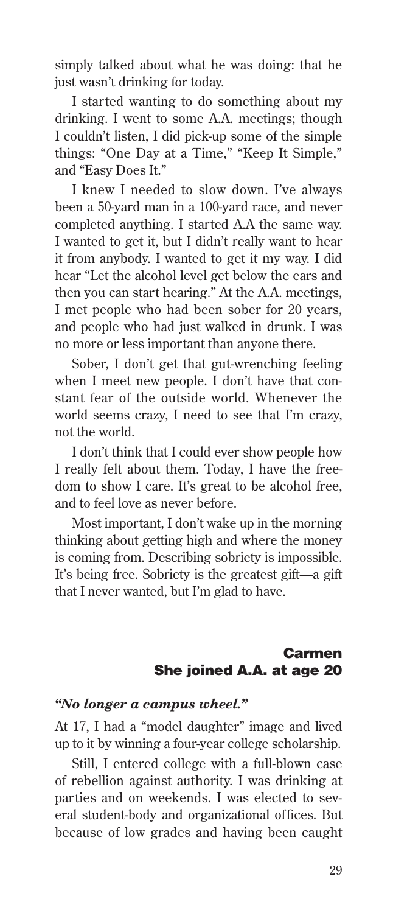simply talked about what he was doing: that he just wasn't drinking for today.

I started wanting to do something about my drinking. I went to some A.A. meetings; though I couldn't listen, I did pick-up some of the simple things: "One Day at a Time," "Keep It Simple," and "Easy Does It."

I knew I needed to slow down. I've always been a 50-yard man in a 100-yard race, and never completed anything. I started A.A the same way. I wanted to get it, but I didn't really want to hear it from anybody. I wanted to get it my way. I did hear "Let the alcohol level get below the ears and then you can start hearing." At the A.A. meetings, I met people who had been sober for 20 years, and people who had just walked in drunk. I was no more or less important than anyone there.

Sober, I don't get that gut-wrenching feeling when I meet new people. I don't have that constant fear of the outside world. Whenever the world seems crazy, I need to see that I'm crazy, not the world.

I don't think that I could ever show people how I really felt about them. Today, I have the freedom to show I care. It's great to be alcohol free, and to feel love as never before.

Most important, I don't wake up in the morning thinking about getting high and where the money is coming from. Describing sobriety is impossible. It's being free. Sobriety is the greatest gift—a gift that I never wanted, but I'm glad to have.

## Carmen
## She joined A.A. at age 20

***"No longer a campus wheel."***

At 17, I had a "model daughter" image and lived up to it by winning a four-year college scholarship.

Still, I entered college with a full-blown case of rebellion against authority. I was drinking at parties and on weekends. I was elected to several student-body and organizational offices. But because of low grades and having been caught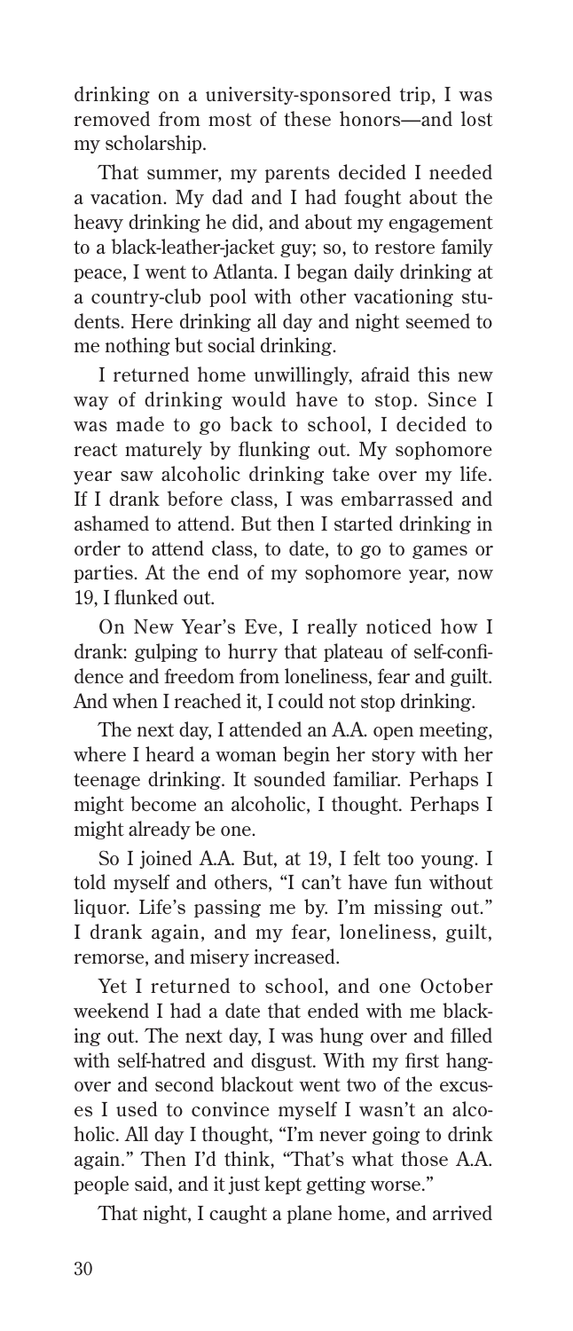drinking on a university-sponsored trip, I was removed from most of these honors—and lost my scholarship.

That summer, my parents decided I needed a vacation. My dad and I had fought about the heavy drinking he did, and about my engagement to a black-leather-jacket guy; so, to restore family peace, I went to Atlanta. I began daily drinking at a country-club pool with other vacationing students. Here drinking all day and night seemed to me nothing but social drinking.

I returned home unwillingly, afraid this new way of drinking would have to stop. Since I was made to go back to school, I decided to react maturely by flunking out. My sophomore year saw alcoholic drinking take over my life. If I drank before class, I was embarrassed and ashamed to attend. But then I started drinking in order to attend class, to date, to go to games or parties. At the end of my sophomore year, now 19, I flunked out.

On New Year's Eve, I really noticed how I drank: gulping to hurry that plateau of self-confidence and freedom from loneliness, fear and guilt. And when I reached it, I could not stop drinking.

The next day, I attended an A.A. open meeting, where I heard a woman begin her story with her teenage drinking. It sounded familiar. Perhaps I might become an alcoholic, I thought. Perhaps I might already be one.

So I joined A.A. But, at 19, I felt too young. I told myself and others, "I can't have fun without liquor. Life's passing me by. I'm missing out." I drank again, and my fear, loneliness, guilt, remorse, and misery increased.

Yet I returned to school, and one October weekend I had a date that ended with me blacking out. The next day, I was hung over and filled with self-hatred and disgust. With my first hangover and second blackout went two of the excuses I used to convince myself I wasn't an alcoholic. All day I thought, "I'm never going to drink again." Then I'd think, "That's what those A.A. people said, and it just kept getting worse."

That night, I caught a plane home, and arrived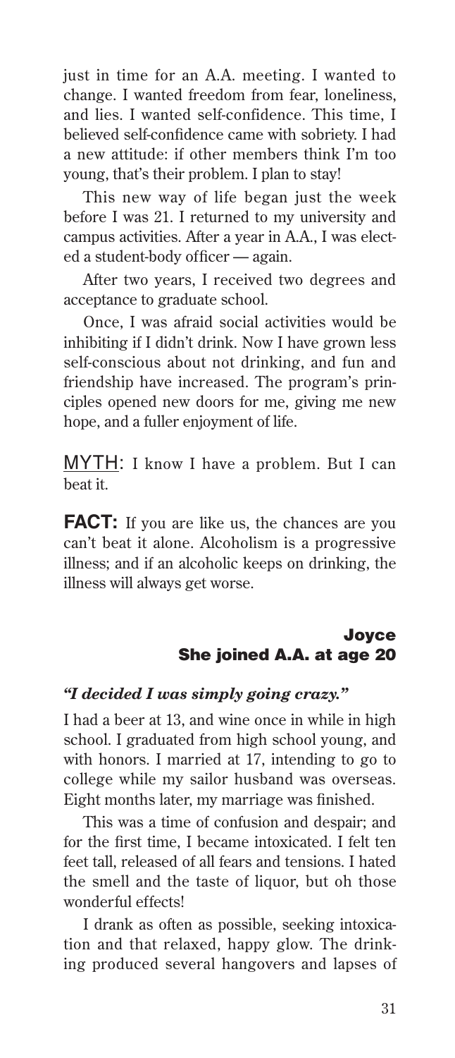just in time for an A.A. meeting. I wanted to change. I wanted freedom from fear, loneliness, and lies. I wanted self-confidence. This time, I believed self-confidence came with sobriety. I had a new attitude: if other members think I'm too young, that's their problem. I plan to stay!

This new way of life began just the week before I was 21. I returned to my university and campus activities. After a year in A.A., I was elected a student-body officer — again.

After two years, I received two degrees and acceptance to graduate school.

Once, I was afraid social activities would be inhibiting if I didn't drink. Now I have grown less self-conscious about not drinking, and fun and friendship have increased. The program's principles opened new doors for me, giving me new hope, and a fuller enjoyment of life.

MYTH: I know I have a problem. But I can beat it.

**FACT:** If you are like us, the chances are you can't beat it alone. Alcoholism is a progressive illness; and if an alcoholic keeps on drinking, the illness will always get worse.

## Joyce
### She joined A.A. at age 20

***"I decided I was simply going crazy."***

I had a beer at 13, and wine once in while in high school. I graduated from high school young, and with honors. I married at 17, intending to go to college while my sailor husband was overseas. Eight months later, my marriage was finished.

This was a time of confusion and despair; and for the first time, I became intoxicated. I felt ten feet tall, released of all fears and tensions. I hated the smell and the taste of liquor, but oh those wonderful effects!

I drank as often as possible, seeking intoxication and that relaxed, happy glow. The drinking produced several hangovers and lapses of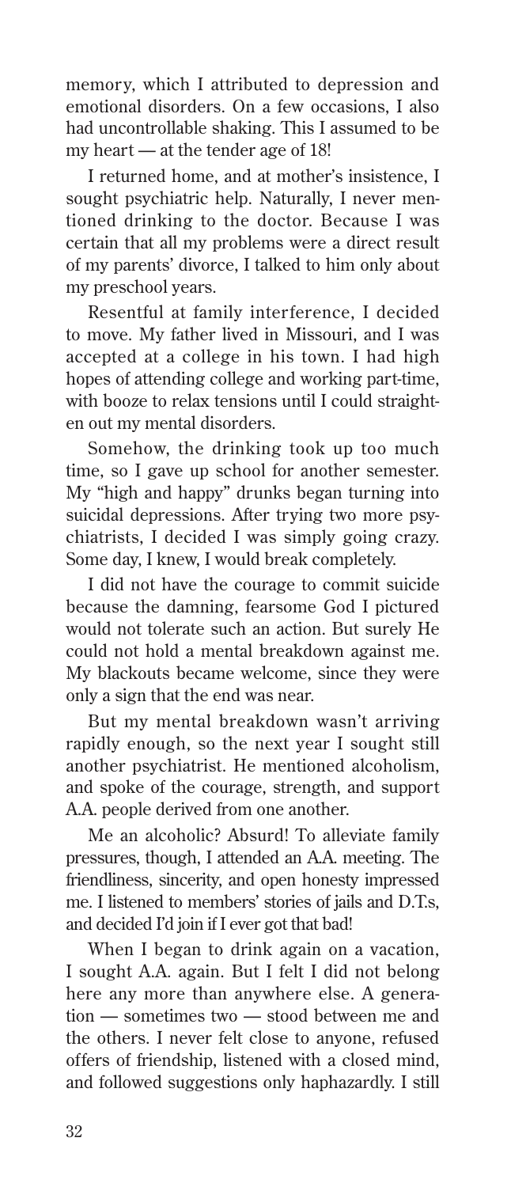memory, which I attributed to depression and emotional disorders. On a few occasions, I also had uncontrollable shaking. This I assumed to be my heart — at the tender age of 18!

I returned home, and at mother's insistence, I sought psychiatric help. Naturally, I never mentioned drinking to the doctor. Because I was certain that all my problems were a direct result of my parents' divorce, I talked to him only about my preschool years.

Resentful at family interference, I decided to move. My father lived in Missouri, and I was accepted at a college in his town. I had high hopes of attending college and working part-time, with booze to relax tensions until I could straighten out my mental disorders.

Somehow, the drinking took up too much time, so I gave up school for another semester. My "high and happy" drunks began turning into suicidal depressions. After trying two more psychiatrists, I decided I was simply going crazy. Some day, I knew, I would break completely.

I did not have the courage to commit suicide because the damning, fearsome God I pictured would not tolerate such an action. But surely He could not hold a mental breakdown against me. My blackouts became welcome, since they were only a sign that the end was near.

But my mental breakdown wasn't arriving rapidly enough, so the next year I sought still another psychiatrist. He mentioned alcoholism, and spoke of the courage, strength, and support A.A. people derived from one another.

Me an alcoholic? Absurd! To alleviate family pressures, though, I attended an A.A. meeting. The friendliness, sincerity, and open honesty impressed me. I listened to members' stories of jails and D.T.s, and decided I'd join if I ever got that bad!

When I began to drink again on a vacation, I sought A.A. again. But I felt I did not belong here any more than anywhere else. A generation — sometimes two — stood between me and the others. I never felt close to anyone, refused offers of friendship, listened with a closed mind, and followed suggestions only haphazardly. I still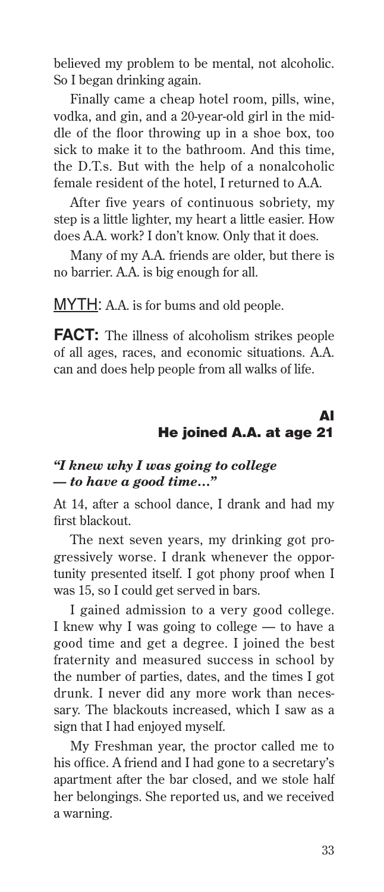believed my problem to be mental, not alcoholic. So I began drinking again.

Finally came a cheap hotel room, pills, wine, vodka, and gin, and a 20-year-old girl in the middle of the floor throwing up in a shoe box, too sick to make it to the bathroom. And this time, the D.T.s. But with the help of a nonalcoholic female resident of the hotel, I returned to A.A.

After five years of continuous sobriety, my step is a little lighter, my heart a little easier. How does A.A. work? I don't know. Only that it does.

Many of my A.A. friends are older, but there is no barrier. A.A. is big enough for all.

MYTH: A.A. is for bums and old people.

**FACT:** The illness of alcoholism strikes people of all ages, races, and economic situations. A.A. can and does help people from all walks of life.

## Al
## He joined A.A. at age 21

***"I knew why I was going to college — to have a good time..."***

At 14, after a school dance, I drank and had my first blackout.

The next seven years, my drinking got progressively worse. I drank whenever the opportunity presented itself. I got phony proof when I was 15, so I could get served in bars.

I gained admission to a very good college. I knew why I was going to college — to have a good time and get a degree. I joined the best fraternity and measured success in school by the number of parties, dates, and the times I got drunk. I never did any more work than necessary. The blackouts increased, which I saw as a sign that I had enjoyed myself.

My Freshman year, the proctor called me to his office. A friend and I had gone to a secretary's apartment after the bar closed, and we stole half her belongings. She reported us, and we received a warning.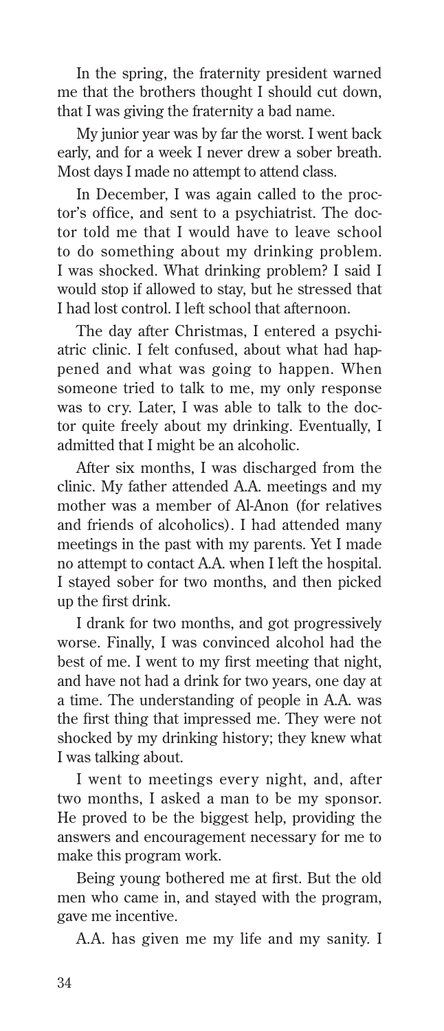In the spring, the fraternity president warned me that the brothers thought I should cut down, that I was giving the fraternity a bad name.

My junior year was by far the worst. I went back early, and for a week I never drew a sober breath. Most days I made no attempt to attend class.

In December, I was again called to the proctor's office, and sent to a psychiatrist. The doctor told me that I would have to leave school to do something about my drinking problem. I was shocked. What drinking problem? I said I would stop if allowed to stay, but he stressed that I had lost control. I left school that afternoon.

The day after Christmas, I entered a psychiatric clinic. I felt confused, about what had happened and what was going to happen. When someone tried to talk to me, my only response was to cry. Later, I was able to talk to the doctor quite freely about my drinking. Eventually, I admitted that I might be an alcoholic.

After six months, I was discharged from the clinic. My father attended A.A. meetings and my mother was a member of Al-Anon (for relatives and friends of alcoholics). I had attended many meetings in the past with my parents. Yet I made no attempt to contact A.A. when I left the hospital. I stayed sober for two months, and then picked up the first drink.

I drank for two months, and got progressively worse. Finally, I was convinced alcohol had the best of me. I went to my first meeting that night, and have not had a drink for two years, one day at a time. The understanding of people in A.A. was the first thing that impressed me. They were not shocked by my drinking history; they knew what I was talking about.

I went to meetings every night, and, after two months, I asked a man to be my sponsor. He proved to be the biggest help, providing the answers and encouragement necessary for me to make this program work.

Being young bothered me at first. But the old men who came in, and stayed with the program, gave me incentive.

A.A. has given me my life and my sanity. I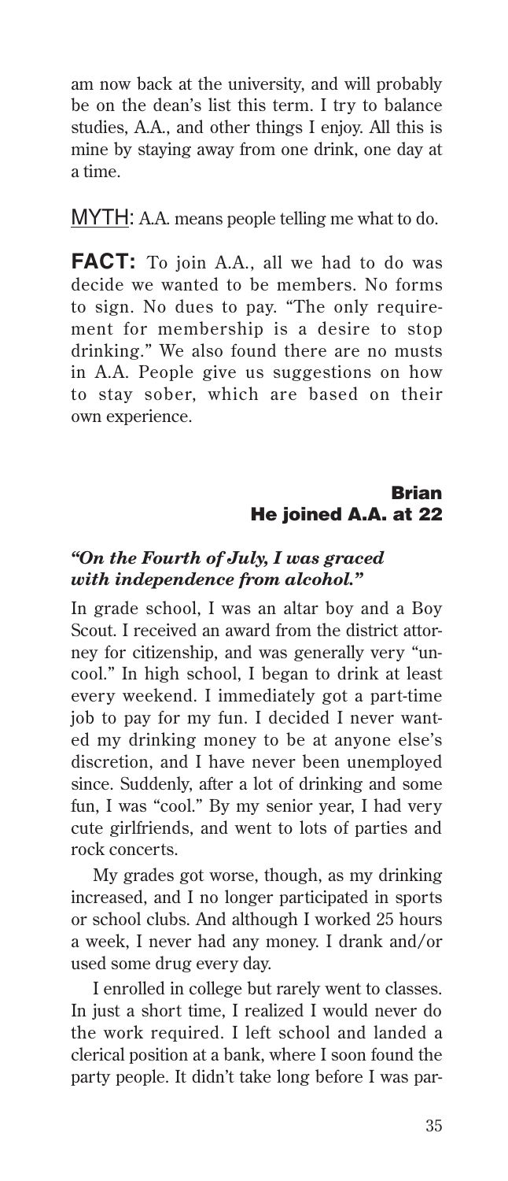am now back at the university, and will probably be on the dean's list this term. I try to balance studies, A.A., and other things I enjoy. All this is mine by staying away from one drink, one day at a time.

MYTH: A.A. means people telling me what to do.

**FACT:** To join A.A., all we had to do was decide we wanted to be members. No forms to sign. No dues to pay. "The only requirement for membership is a desire to stop drinking." We also found there are no musts in A.A. People give us suggestions on how to stay sober, which are based on their own experience.

## Brian
### He joined A.A. at 22

***"On the Fourth of July, I was graced with independence from alcohol."***

In grade school, I was an altar boy and a Boy Scout. I received an award from the district attorney for citizenship, and was generally very "uncool." In high school, I began to drink at least every weekend. I immediately got a part-time job to pay for my fun. I decided I never wanted my drinking money to be at anyone else's discretion, and I have never been unemployed since. Suddenly, after a lot of drinking and some fun, I was "cool." By my senior year, I had very cute girlfriends, and went to lots of parties and rock concerts.

My grades got worse, though, as my drinking increased, and I no longer participated in sports or school clubs. And although I worked 25 hours a week, I never had any money. I drank and/or used some drug every day.

I enrolled in college but rarely went to classes. In just a short time, I realized I would never do the work required. I left school and landed a clerical position at a bank, where I soon found the party people. It didn't take long before I was par-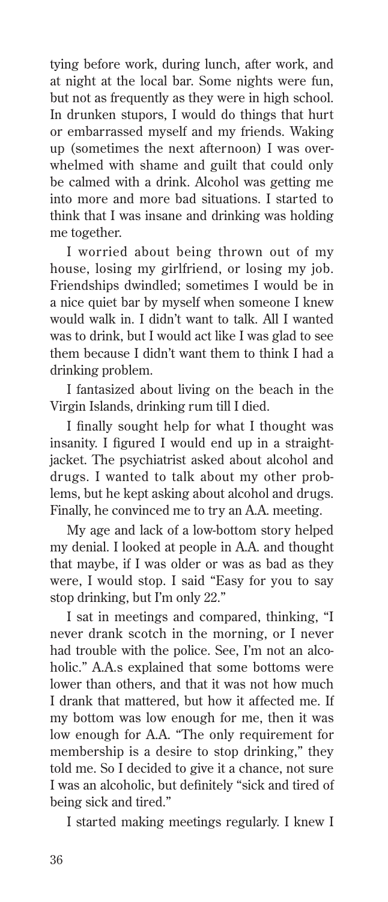tying before work, during lunch, after work, and at night at the local bar. Some nights were fun, but not as frequently as they were in high school. In drunken stupors, I would do things that hurt or embarrassed myself and my friends. Waking up (sometimes the next afternoon) I was overwhelmed with shame and guilt that could only be calmed with a drink. Alcohol was getting me into more and more bad situations. I started to think that I was insane and drinking was holding me together.

I worried about being thrown out of my house, losing my girlfriend, or losing my job. Friendships dwindled; sometimes I would be in a nice quiet bar by myself when someone I knew would walk in. I didn't want to talk. All I wanted was to drink, but I would act like I was glad to see them because I didn't want them to think I had a drinking problem.

I fantasized about living on the beach in the Virgin Islands, drinking rum till I died.

I finally sought help for what I thought was insanity. I figured I would end up in a straightjacket. The psychiatrist asked about alcohol and drugs. I wanted to talk about my other problems, but he kept asking about alcohol and drugs. Finally, he convinced me to try an A.A. meeting.

My age and lack of a low-bottom story helped my denial. I looked at people in A.A. and thought that maybe, if I was older or was as bad as they were, I would stop. I said "Easy for you to say stop drinking, but I'm only 22."

I sat in meetings and compared, thinking, "I never drank scotch in the morning, or I never had trouble with the police. See, I'm not an alcoholic." A.A.s explained that some bottoms were lower than others, and that it was not how much I drank that mattered, but how it affected me. If my bottom was low enough for me, then it was low enough for A.A. "The only requirement for membership is a desire to stop drinking," they told me. So I decided to give it a chance, not sure I was an alcoholic, but definitely "sick and tired of being sick and tired."

I started making meetings regularly. I knew I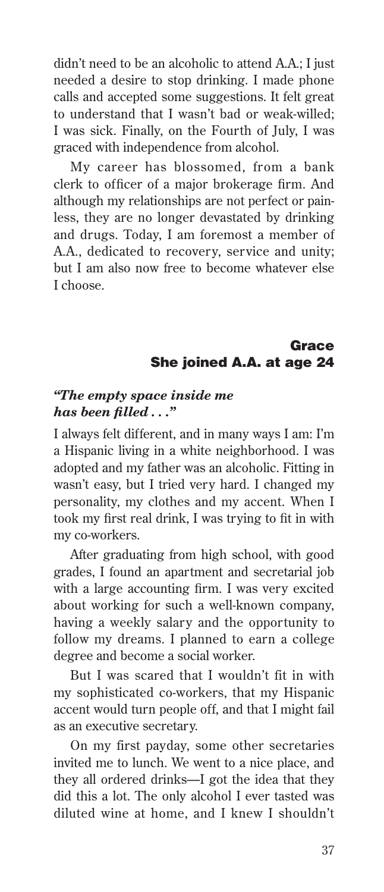didn't need to be an alcoholic to attend A.A.; I just needed a desire to stop drinking. I made phone calls and accepted some suggestions. It felt great to understand that I wasn't bad or weak-willed; I was sick. Finally, on the Fourth of July, I was graced with independence from alcohol.

My career has blossomed, from a bank clerk to officer of a major brokerage firm. And although my relationships are not perfect or painless, they are no longer devastated by drinking and drugs. Today, I am foremost a member of A.A., dedicated to recovery, service and unity; but I am also now free to become whatever else I choose.

## Grace
### She joined A.A. at age 24

***"The empty space inside me has been filled . . ."***

I always felt different, and in many ways I am: I'm a Hispanic living in a white neighborhood. I was adopted and my father was an alcoholic. Fitting in wasn't easy, but I tried very hard. I changed my personality, my clothes and my accent. When I took my first real drink, I was trying to fit in with my co-workers.

After graduating from high school, with good grades, I found an apartment and secretarial job with a large accounting firm. I was very excited about working for such a well-known company, having a weekly salary and the opportunity to follow my dreams. I planned to earn a college degree and become a social worker.

But I was scared that I wouldn't fit in with my sophisticated co-workers, that my Hispanic accent would turn people off, and that I might fail as an executive secretary.

On my first payday, some other secretaries invited me to lunch. We went to a nice place, and they all ordered drinks—I got the idea that they did this a lot. The only alcohol I ever tasted was diluted wine at home, and I knew I shouldn't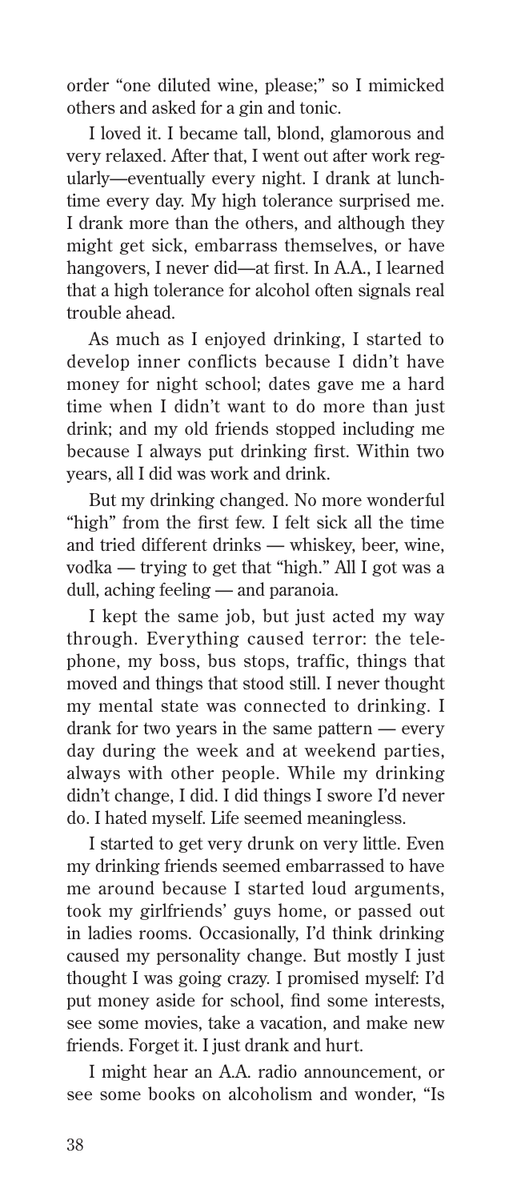order "one diluted wine, please;" so I mimicked others and asked for a gin and tonic.

I loved it. I became tall, blond, glamorous and very relaxed. After that, I went out after work regularly—eventually every night. I drank at lunchtime every day. My high tolerance surprised me. I drank more than the others, and although they might get sick, embarrass themselves, or have hangovers, I never did—at first. In A.A., I learned that a high tolerance for alcohol often signals real trouble ahead.

As much as I enjoyed drinking, I started to develop inner conflicts because I didn't have money for night school; dates gave me a hard time when I didn't want to do more than just drink; and my old friends stopped including me because I always put drinking first. Within two years, all I did was work and drink.

But my drinking changed. No more wonderful "high" from the first few. I felt sick all the time and tried different drinks — whiskey, beer, wine, vodka — trying to get that "high." All I got was a dull, aching feeling — and paranoia.

I kept the same job, but just acted my way through. Everything caused terror: the telephone, my boss, bus stops, traffic, things that moved and things that stood still. I never thought my mental state was connected to drinking. I drank for two years in the same pattern — every day during the week and at weekend parties, always with other people. While my drinking didn't change, I did. I did things I swore I'd never do. I hated myself. Life seemed meaningless.

I started to get very drunk on very little. Even my drinking friends seemed embarrassed to have me around because I started loud arguments, took my girlfriends' guys home, or passed out in ladies rooms. Occasionally, I'd think drinking caused my personality change. But mostly I just thought I was going crazy. I promised myself: I'd put money aside for school, find some interests, see some movies, take a vacation, and make new friends. Forget it. I just drank and hurt.

I might hear an A.A. radio announcement, or see some books on alcoholism and wonder, "Is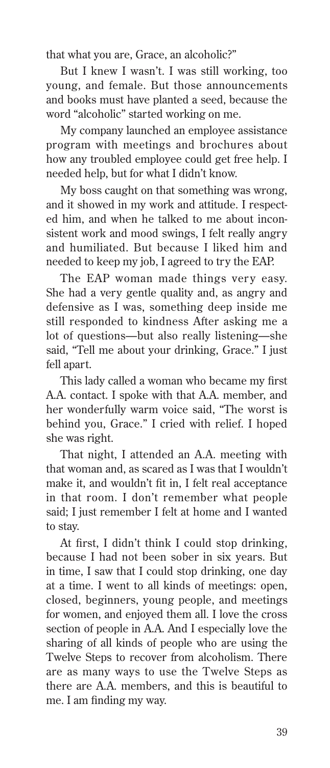that what you are, Grace, an alcoholic?"

But I knew I wasn't. I was still working, too young, and female. But those announcements and books must have planted a seed, because the word "alcoholic" started working on me.

My company launched an employee assistance program with meetings and brochures about how any troubled employee could get free help. I needed help, but for what I didn't know.

My boss caught on that something was wrong, and it showed in my work and attitude. I respected him, and when he talked to me about inconsistent work and mood swings, I felt really angry and humiliated. But because I liked him and needed to keep my job, I agreed to try the EAP.

The EAP woman made things very easy. She had a very gentle quality and, as angry and defensive as I was, something deep inside me still responded to kindness After asking me a lot of questions—but also really listening—she said, "Tell me about your drinking, Grace." I just fell apart.

This lady called a woman who became my first A.A. contact. I spoke with that A.A. member, and her wonderfully warm voice said, "The worst is behind you, Grace." I cried with relief. I hoped she was right.

That night, I attended an A.A. meeting with that woman and, as scared as I was that I wouldn't make it, and wouldn't fit in, I felt real acceptance in that room. I don't remember what people said; I just remember I felt at home and I wanted to stay.

At first, I didn't think I could stop drinking, because I had not been sober in six years. But in time, I saw that I could stop drinking, one day at a time. I went to all kinds of meetings: open, closed, beginners, young people, and meetings for women, and enjoyed them all. I love the cross section of people in A.A. And I especially love the sharing of all kinds of people who are using the Twelve Steps to recover from alcoholism. There are as many ways to use the Twelve Steps as there are A.A. members, and this is beautiful to me. I am finding my way.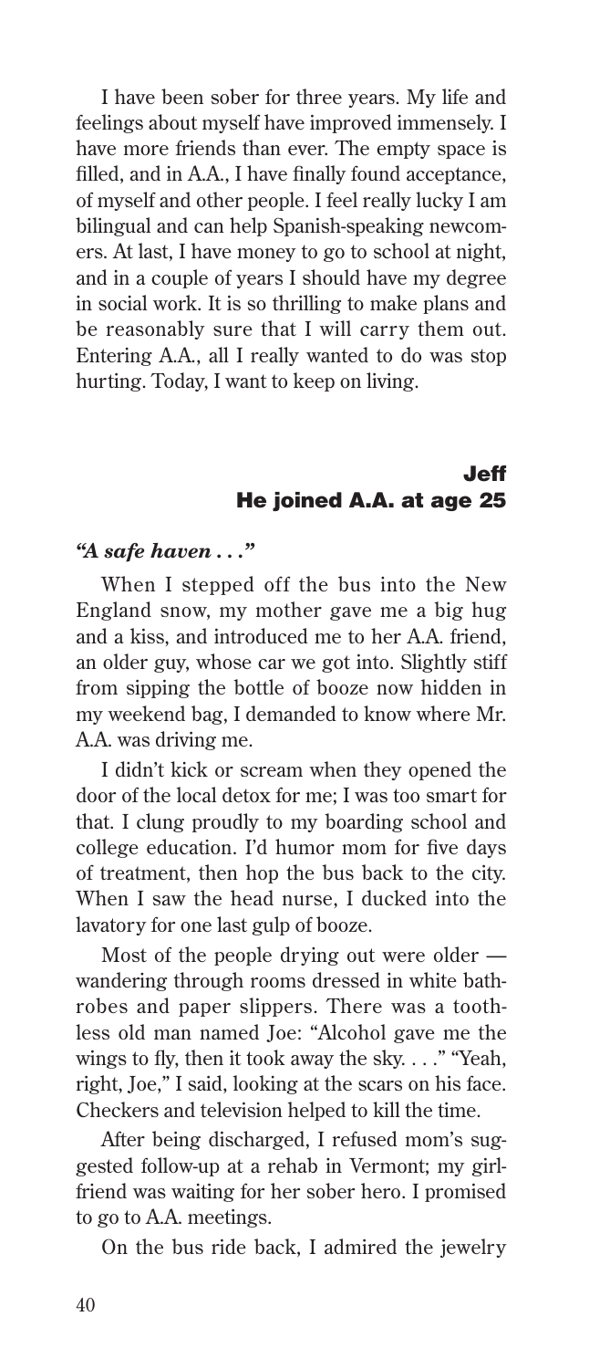I have been sober for three years. My life and feelings about myself have improved immensely. I have more friends than ever. The empty space is filled, and in A.A., I have finally found acceptance, of myself and other people. I feel really lucky I am bilingual and can help Spanish-speaking newcomers. At last, I have money to go to school at night, and in a couple of years I should have my degree in social work. It is so thrilling to make plans and be reasonably sure that I will carry them out. Entering A.A., all I really wanted to do was stop hurting. Today, I want to keep on living.

## Jeff
### He joined A.A. at age 25

***"A safe haven . . ."***

When I stepped off the bus into the New England snow, my mother gave me a big hug and a kiss, and introduced me to her A.A. friend, an older guy, whose car we got into. Slightly stiff from sipping the bottle of booze now hidden in my weekend bag, I demanded to know where Mr. A.A. was driving me.

I didn't kick or scream when they opened the door of the local detox for me; I was too smart for that. I clung proudly to my boarding school and college education. I'd humor mom for five days of treatment, then hop the bus back to the city. When I saw the head nurse, I ducked into the lavatory for one last gulp of booze.

Most of the people drying out were older — wandering through rooms dressed in white bathrobes and paper slippers. There was a toothless old man named Joe: "Alcohol gave me the wings to fly, then it took away the sky. . . ." "Yeah, right, Joe," I said, looking at the scars on his face. Checkers and television helped to kill the time.

After being discharged, I refused mom's suggested follow-up at a rehab in Vermont; my girlfriend was waiting for her sober hero. I promised to go to A.A. meetings.

On the bus ride back, I admired the jewelry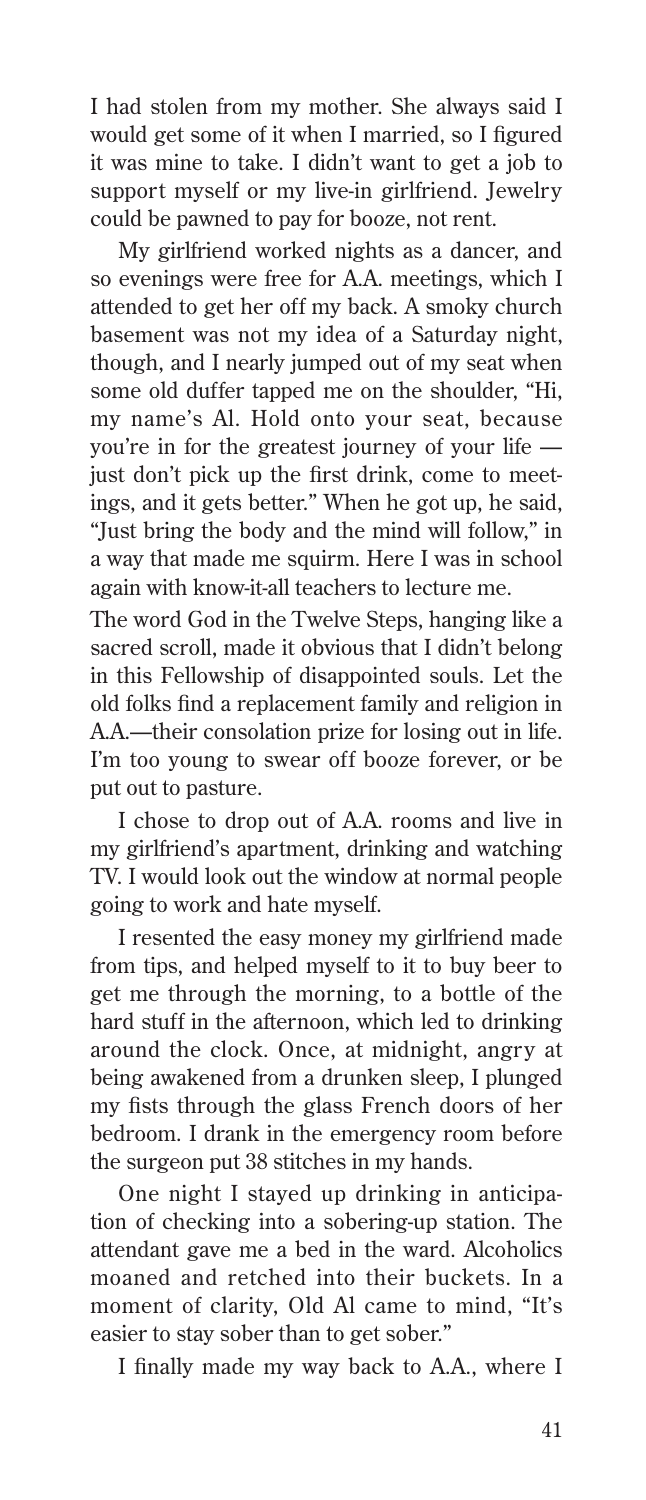I had stolen from my mother. She always said I would get some of it when I married, so I figured it was mine to take. I didn't want to get a job to support myself or my live-in girlfriend. Jewelry could be pawned to pay for booze, not rent.

My girlfriend worked nights as a dancer, and so evenings were free for A.A. meetings, which I attended to get her off my back. A smoky church basement was not my idea of a Saturday night, though, and I nearly jumped out of my seat when some old duffer tapped me on the shoulder, "Hi, my name's Al. Hold onto your seat, because you're in for the greatest journey of your life — just don't pick up the first drink, come to meetings, and it gets better." When he got up, he said, "Just bring the body and the mind will follow," in a way that made me squirm. Here I was in school again with know-it-all teachers to lecture me.

The word God in the Twelve Steps, hanging like a sacred scroll, made it obvious that I didn't belong in this Fellowship of disappointed souls. Let the old folks find a replacement family and religion in A.A.—their consolation prize for losing out in life. I'm too young to swear off booze forever, or be put out to pasture.

I chose to drop out of A.A. rooms and live in my girlfriend's apartment, drinking and watching TV. I would look out the window at normal people going to work and hate myself.

I resented the easy money my girlfriend made from tips, and helped myself to it to buy beer to get me through the morning, to a bottle of the hard stuff in the afternoon, which led to drinking around the clock. Once, at midnight, angry at being awakened from a drunken sleep, I plunged my fists through the glass French doors of her bedroom. I drank in the emergency room before the surgeon put 38 stitches in my hands.

One night I stayed up drinking in anticipation of checking into a sobering-up station. The attendant gave me a bed in the ward. Alcoholics moaned and retched into their buckets. In a moment of clarity, Old Al came to mind, "It's easier to stay sober than to get sober."

I finally made my way back to A.A., where I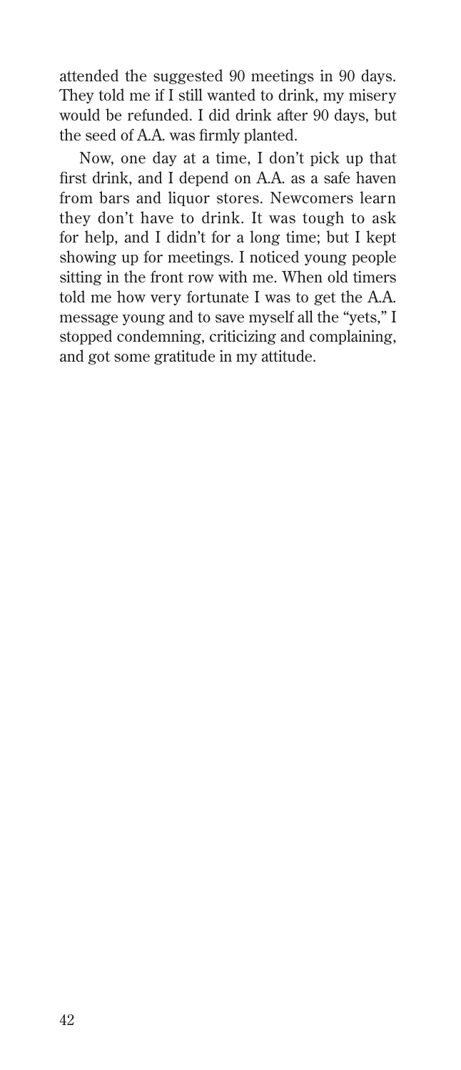attended the suggested 90 meetings in 90 days. They told me if I still wanted to drink, my misery would be refunded. I did drink after 90 days, but the seed of A.A. was firmly planted.

Now, one day at a time, I don't pick up that first drink, and I depend on A.A. as a safe haven from bars and liquor stores. Newcomers learn they don't have to drink. It was tough to ask for help, and I didn't for a long time; but I kept showing up for meetings. I noticed young people sitting in the front row with me. When old timers told me how very fortunate I was to get the A.A. message young and to save myself all the "yets," I stopped condemning, criticizing and complaining, and got some gratitude in my attitude.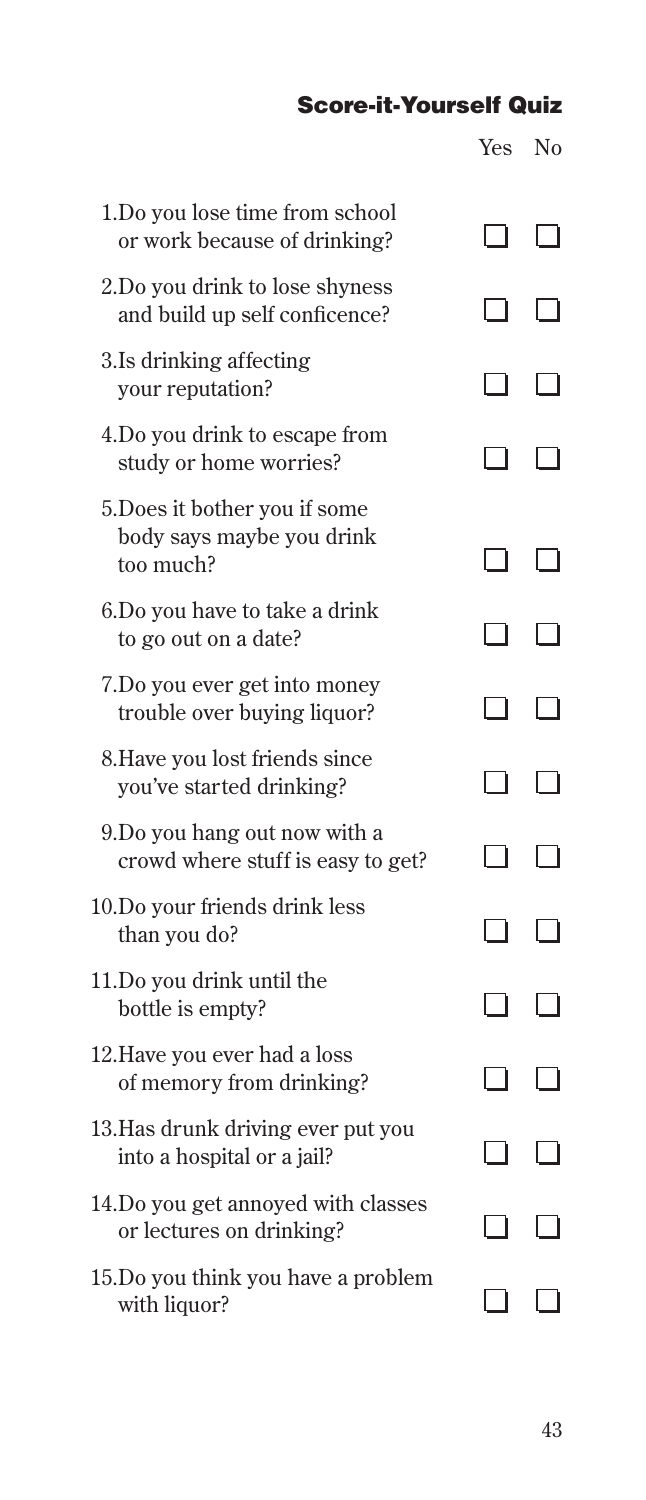### Score-it-Yourself Quiz

| | Yes | No |
|---|---|---|
| 1. Do you lose time from school or work because of drinking? | ☐ | ☐ |
| 2. Do you drink to lose shyness and build up self conficence? | ☐ | ☐ |
| 3. Is drinking affecting your reputation? | ☐ | ☐ |
| 4. Do you drink to escape from study or home worries? | ☐ | ☐ |
| 5. Does it bother you if some body says maybe you drink too much? | ☐ | ☐ |
| 6. Do you have to take a drink to go out on a date? | ☐ | ☐ |
| 7. Do you ever get into money trouble over buying liquor? | ☐ | ☐ |
| 8. Have you lost friends since you've started drinking? | ☐ | ☐ |
| 9. Do you hang out now with a crowd where stuff is easy to get? | ☐ | ☐ |
| 10. Do your friends drink less than you do? | ☐ | ☐ |
| 11. Do you drink until the bottle is empty? | ☐ | ☐ |
| 12. Have you ever had a loss of memory from drinking? | ☐ | ☐ |
| 13. Has drunk driving ever put you into a hospital or a jail? | ☐ | ☐ |
| 14. Do you get annoyed with classes or lectures on drinking? | ☐ | ☐ |
| 15. Do you think you have a problem with liquor? | ☐ | ☐ |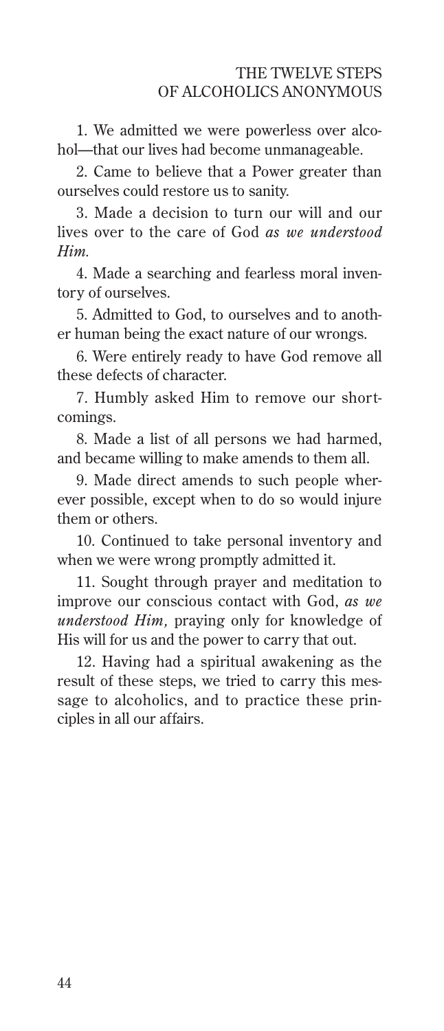# THE TWELVE STEPS OF ALCOHOLICS ANONYMOUS

1. We admitted we were powerless over alcohol—that our lives had become unmanageable.

2. Came to believe that a Power greater than ourselves could restore us to sanity.

3. Made a decision to turn our will and our lives over to the care of God *as we understood Him.*

4. Made a searching and fearless moral inventory of ourselves.

5. Admitted to God, to ourselves and to another human being the exact nature of our wrongs.

6. Were entirely ready to have God remove all these defects of character.

7. Humbly asked Him to remove our shortcomings.

8. Made a list of all persons we had harmed, and became willing to make amends to them all.

9. Made direct amends to such people wherever possible, except when to do so would injure them or others.

10. Continued to take personal inventory and when we were wrong promptly admitted it.

11. Sought through prayer and meditation to improve our conscious contact with God, *as we understood Him,* praying only for knowledge of His will for us and the power to carry that out.

12. Having had a spiritual awakening as the result of these steps, we tried to carry this message to alcoholics, and to practice these principles in all our affairs.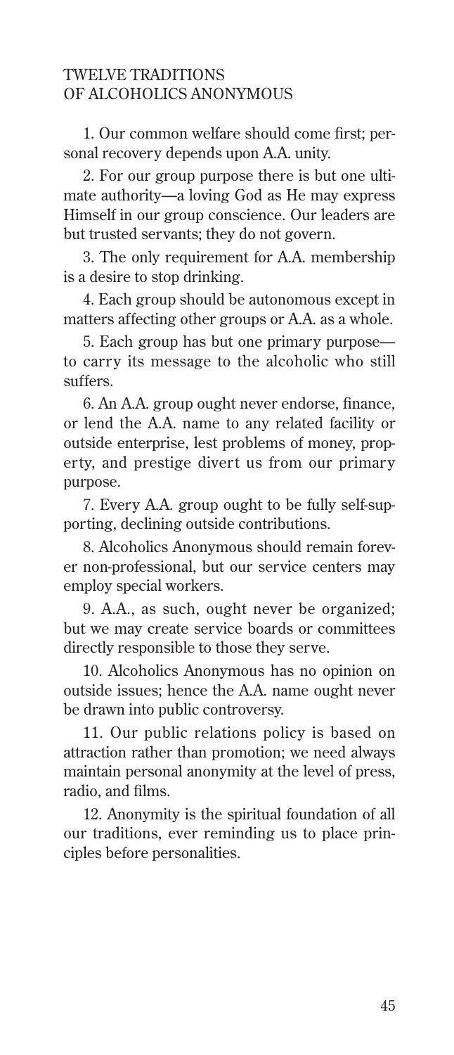# TWELVE TRADITIONS OF ALCOHOLICS ANONYMOUS

1. Our common welfare should come first; personal recovery depends upon A.A. unity.

2. For our group purpose there is but one ultimate authority—a loving God as He may express Himself in our group conscience. Our leaders are but trusted servants; they do not govern.

3. The only requirement for A.A. membership is a desire to stop drinking.

4. Each group should be autonomous except in matters affecting other groups or A.A. as a whole.

5. Each group has but one primary purpose—to carry its message to the alcoholic who still suffers.

6. An A.A. group ought never endorse, finance, or lend the A.A. name to any related facility or outside enterprise, lest problems of money, property, and prestige divert us from our primary purpose.

7. Every A.A. group ought to be fully self-supporting, declining outside contributions.

8. Alcoholics Anonymous should remain forever non-professional, but our service centers may employ special workers.

9. A.A., as such, ought never be organized; but we may create service boards or committees directly responsible to those they serve.

10. Alcoholics Anonymous has no opinion on outside issues; hence the A.A. name ought never be drawn into public controversy.

11. Our public relations policy is based on attraction rather than promotion; we need always maintain personal anonymity at the level of press, radio, and films.

12. Anonymity is the spiritual foundation of all our traditions, ever reminding us to place principles before personalities.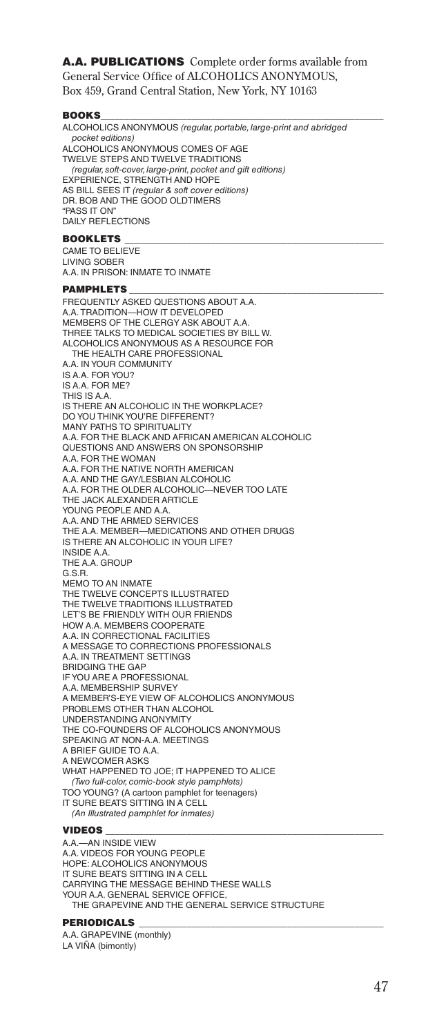## A.A. PUBLICATIONS

Complete order forms available from General Service Office of ALCOHOLICS ANONYMOUS, Box 459, Grand Central Station, New York, NY 10163

### BOOKS

ALCOHOLICS ANONYMOUS *(regular, portable, large-print and abridged pocket editions)*
ALCOHOLICS ANONYMOUS COMES OF AGE
TWELVE STEPS AND TWELVE TRADITIONS
*(regular, soft-cover, large-print, pocket and gift editions)*
EXPERIENCE, STRENGTH AND HOPE
AS BILL SEES IT *(regular & soft cover editions)*
DR. BOB AND THE GOOD OLDTIMERS
"PASS IT ON"
DAILY REFLECTIONS

### BOOKLETS

CAME TO BELIEVE
LIVING SOBER
A.A. IN PRISON: INMATE TO INMATE

### PAMPHLETS

FREQUENTLY ASKED QUESTIONS ABOUT A.A.
A.A. TRADITION—HOW IT DEVELOPED
MEMBERS OF THE CLERGY ASK ABOUT A.A.
THREE TALKS TO MEDICAL SOCIETIES BY BILL W.
ALCOHOLICS ANONYMOUS AS A RESOURCE FOR THE HEALTH CARE PROFESSIONAL
A.A. IN YOUR COMMUNITY
IS A.A. FOR YOU?
IS A.A. FOR ME?
THIS IS A.A.
IS THERE AN ALCOHOLIC IN THE WORKPLACE?
DO YOU THINK YOU'RE DIFFERENT?
MANY PATHS TO SPIRITUALITY
A.A. FOR THE BLACK AND AFRICAN AMERICAN ALCOHOLIC
QUESTIONS AND ANSWERS ON SPONSORSHIP
A.A. FOR THE WOMAN
A.A. FOR THE NATIVE NORTH AMERICAN
A.A. AND THE GAY/LESBIAN ALCOHOLIC
A.A. FOR THE OLDER ALCOHOLIC—NEVER TOO LATE
THE JACK ALEXANDER ARTICLE
YOUNG PEOPLE AND A.A.
A.A. AND THE ARMED SERVICES
THE A.A. MEMBER—MEDICATIONS AND OTHER DRUGS
IS THERE AN ALCOHOLIC IN YOUR LIFE?
INSIDE A.A.
THE A.A. GROUP
G.S.R.
MEMO TO AN INMATE
THE TWELVE CONCEPTS ILLUSTRATED
THE TWELVE TRADITIONS ILLUSTRATED
LET'S BE FRIENDLY WITH OUR FRIENDS
HOW A.A. MEMBERS COOPERATE
A.A. IN CORRECTIONAL FACILITIES
A MESSAGE TO CORRECTIONS PROFESSIONALS
A.A. IN TREATMENT SETTINGS
BRIDGING THE GAP
IF YOU ARE A PROFESSIONAL
A.A. MEMBERSHIP SURVEY
A MEMBER'S-EYE VIEW OF ALCOHOLICS ANONYMOUS
PROBLEMS OTHER THAN ALCOHOL
UNDERSTANDING ANONYMITY
THE CO-FOUNDERS OF ALCOHOLICS ANONYMOUS
SPEAKING AT NON-A.A. MEETINGS
A BRIEF GUIDE TO A.A.
A NEWCOMER ASKS
WHAT HAPPENED TO JOE; IT HAPPENED TO ALICE
*(Two full-color, comic-book style pamphlets)*
TOO YOUNG? (A cartoon pamphlet for teenagers)
IT SURE BEATS SITTING IN A CELL
*(An Illustrated pamphlet for inmates)*

### VIDEOS

A.A.—AN INSIDE VIEW
A.A. VIDEOS FOR YOUNG PEOPLE
HOPE: ALCOHOLICS ANONYMOUS
IT SURE BEATS SITTING IN A CELL
CARRYING THE MESSAGE BEHIND THESE WALLS
YOUR A.A. GENERAL SERVICE OFFICE, THE GRAPEVINE AND THE GENERAL SERVICE STRUCTURE

### PERIODICALS

A.A. GRAPEVINE (monthly)
LA VIÑA (bimontly)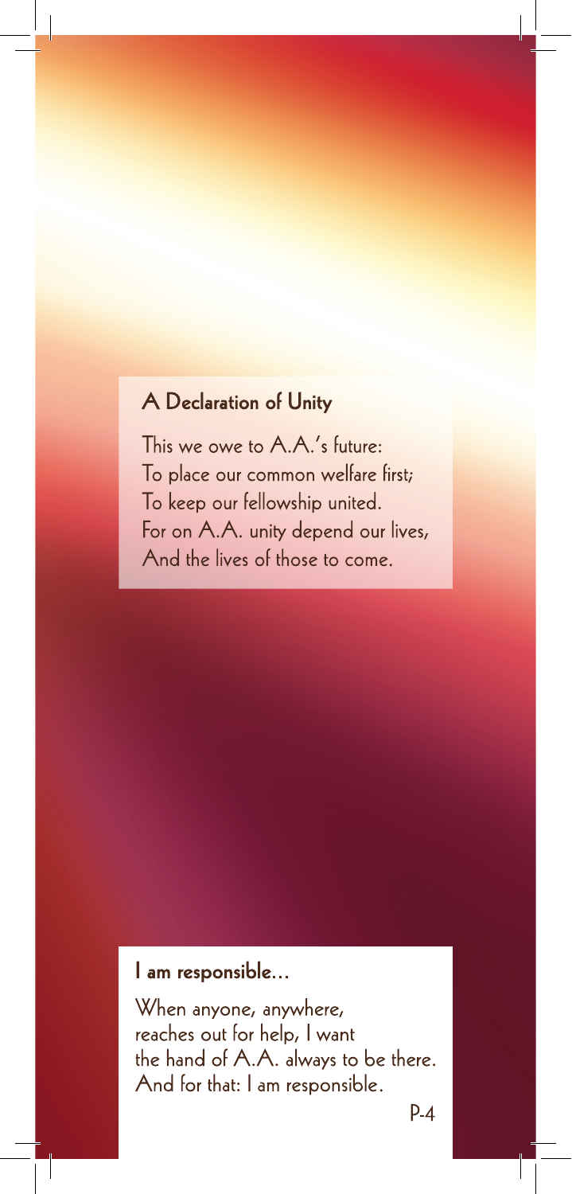## A Declaration of Unity

This we owe to A.A.'s future:
To place our common welfare first;
To keep our fellowship united.
For on A.A. unity depend our lives,
And the lives of those to come.

## I am responsible...

When anyone, anywhere,
reaches out for help, I want
the hand of A.A. always to be there.
And for that: I am responsible.

P-4